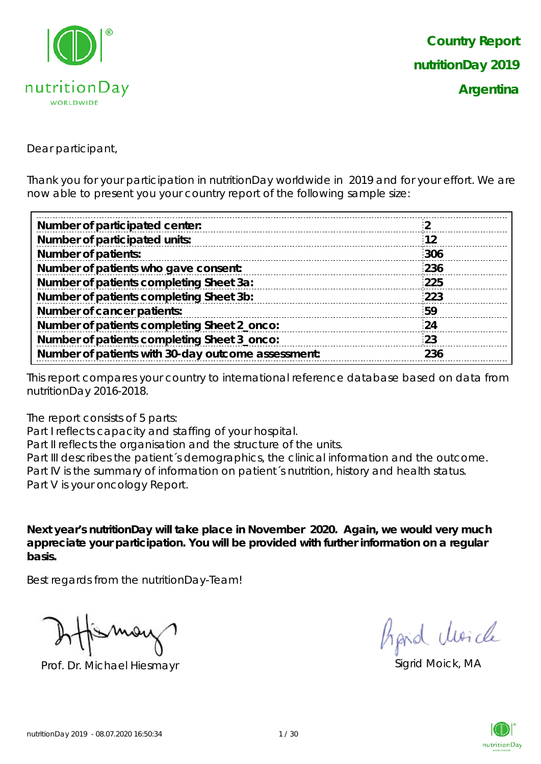**Country Report**

**nutritionDay 2019**

**Argentina**

Dear participant,

Thank you for your participation in nutritionDay worldwide in 2019 and for your effort. We are now able to present you your country report of the following sample size:

| | |
|---|---|
| **Number of participated center:** | **2** |
| **Number of participated units:** | **12** |
| **Number of patients:** | **306** |
| **Number of patients who gave consent:** | **236** |
| **Number of patients completing Sheet 3a:** | **225** |
| **Number of patients completing Sheet 3b:** | **223** |
| **Number of cancer patients:** | **59** |
| **Number of patients completing Sheet 2_onco:** | **24** |
| **Number of patients completing Sheet 3_onco:** | **23** |
| **Number of patients with 30-day outcome assessment:** | **236** |

This report compares your country to international reference database based on data from nutritionDay 2016-2018.

The report consists of 5 parts:
Part I reflects capacity and staffing of your hospital.
Part II reflects the organisation and the structure of the units.
Part III describes the patient´s demographics, the clinical information and the outcome.
Part IV is the summary of information on patient´s nutrition, history and health status.
Part V is your oncology Report.

**Next year's nutritionDay will take place in November 2020. Again, we would very much appreciate your participation. You will be provided with further information on a regular basis.**

Best regards from the nutritionDay-Team!

Prof. Dr. Michael Hiesmayr

Sigrid Moick, MA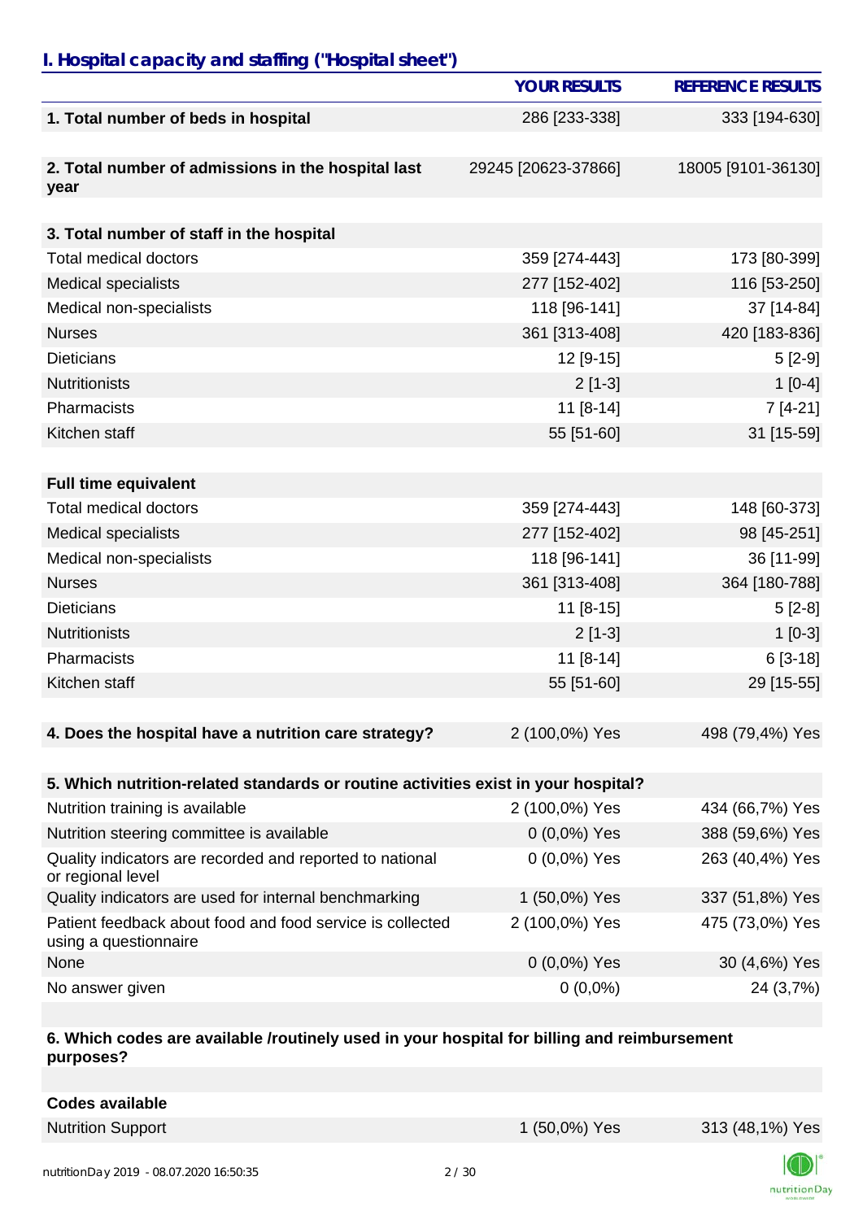## I. Hospital capacity and staffing ("Hospital sheet")

| | YOUR RESULTS | REFERENCE RESULTS |
|---|---|---|
| **1. Total number of beds in hospital** | 286 [233-338] | 333 [194-630] |
| **2. Total number of admissions in the hospital last year** | 29245 [20623-37866] | 18005 [9101-36130] |
| **3. Total number of staff in the hospital** | | |
| Total medical doctors | 359 [274-443] | 173 [80-399] |
| Medical specialists | 277 [152-402] | 116 [53-250] |
| Medical non-specialists | 118 [96-141] | 37 [14-84] |
| Nurses | 361 [313-408] | 420 [183-836] |
| Dieticians | 12 [9-15] | 5 [2-9] |
| Nutritionists | 2 [1-3] | 1 [0-4] |
| Pharmacists | 11 [8-14] | 7 [4-21] |
| Kitchen staff | 55 [51-60] | 31 [15-59] |
| **Full time equivalent** | | |
| Total medical doctors | 359 [274-443] | 148 [60-373] |
| Medical specialists | 277 [152-402] | 98 [45-251] |
| Medical non-specialists | 118 [96-141] | 36 [11-99] |
| Nurses | 361 [313-408] | 364 [180-788] |
| Dieticians | 11 [8-15] | 5 [2-8] |
| Nutritionists | 2 [1-3] | 1 [0-3] |
| Pharmacists | 11 [8-14] | 6 [3-18] |
| Kitchen staff | 55 [51-60] | 29 [15-55] |
| **4. Does the hospital have a nutrition care strategy?** | 2 (100,0%) Yes | 498 (79,4%) Yes |
| **5. Which nutrition-related standards or routine activities exist in your hospital?** | | |
| Nutrition training is available | 2 (100,0%) Yes | 434 (66,7%) Yes |
| Nutrition steering committee is available | 0 (0,0%) Yes | 388 (59,6%) Yes |
| Quality indicators are recorded and reported to national or regional level | 0 (0,0%) Yes | 263 (40,4%) Yes |
| Quality indicators are used for internal benchmarking | 1 (50,0%) Yes | 337 (51,8%) Yes |
| Patient feedback about food and food service is collected using a questionnaire | 2 (100,0%) Yes | 475 (73,0%) Yes |
| None | 0 (0,0%) Yes | 30 (4,6%) Yes |
| No answer given | 0 (0,0%) | 24 (3,7%) |
| **6. Which codes are available /routinely used in your hospital for billing and reimbursement purposes?** | | |
| **Codes available** | | |
| Nutrition Support | 1 (50,0%) Yes | 313 (48,1%) Yes |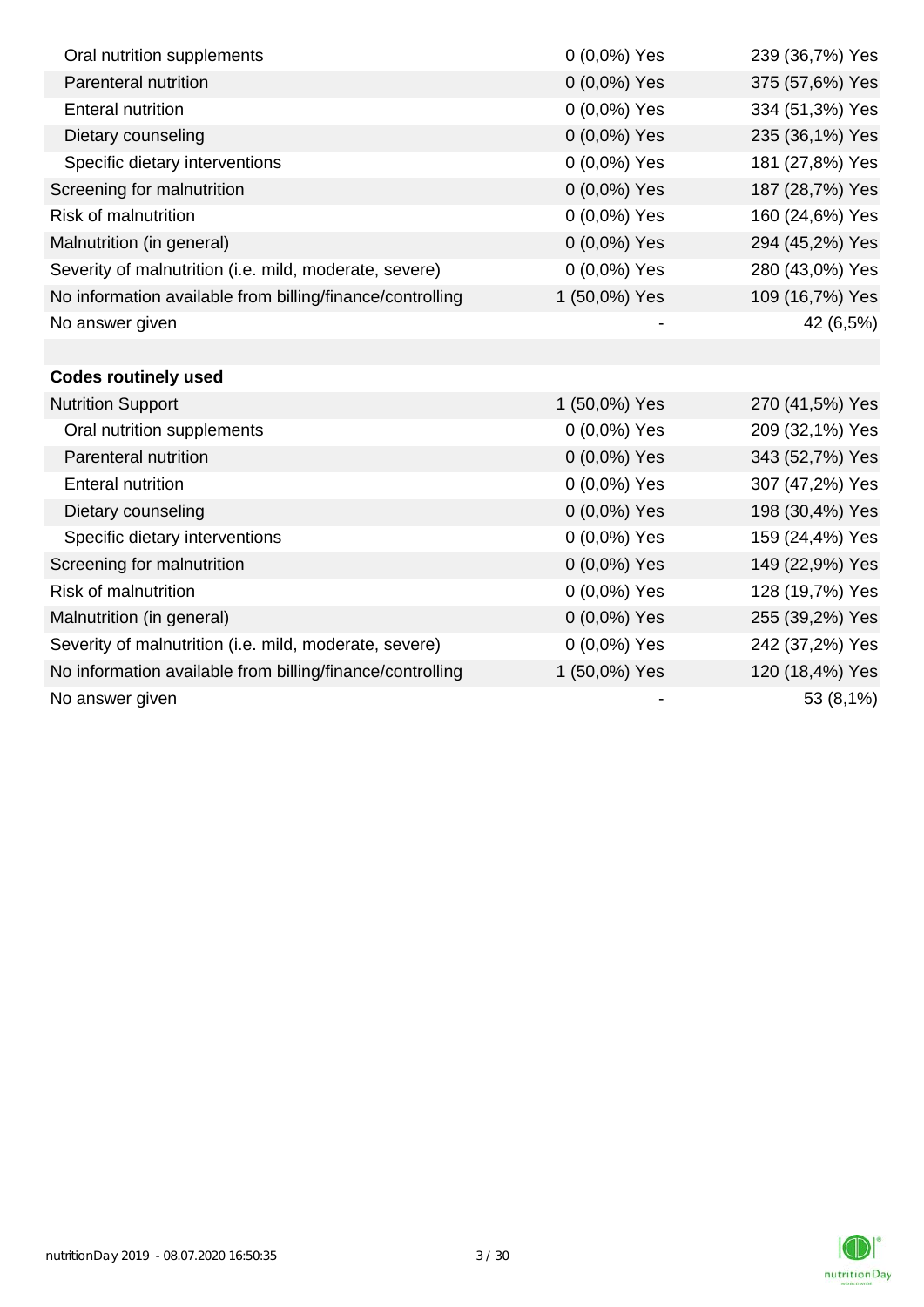| | | |
|---|---|---|
| Oral nutrition supplements | 0 (0,0%) Yes | 239 (36,7%) Yes |
| Parenteral nutrition | 0 (0,0%) Yes | 375 (57,6%) Yes |
| Enteral nutrition | 0 (0,0%) Yes | 334 (51,3%) Yes |
| Dietary counseling | 0 (0,0%) Yes | 235 (36,1%) Yes |
| Specific dietary interventions | 0 (0,0%) Yes | 181 (27,8%) Yes |
| Screening for malnutrition | 0 (0,0%) Yes | 187 (28,7%) Yes |
| Risk of malnutrition | 0 (0,0%) Yes | 160 (24,6%) Yes |
| Malnutrition (in general) | 0 (0,0%) Yes | 294 (45,2%) Yes |
| Severity of malnutrition (i.e. mild, moderate, severe) | 0 (0,0%) Yes | 280 (43,0%) Yes |
| No information available from billing/finance/controlling | 1 (50,0%) Yes | 109 (16,7%) Yes |
| No answer given | - | 42 (6,5%) |
| | | |
| **Codes routinely used** | | |
| Nutrition Support | 1 (50,0%) Yes | 270 (41,5%) Yes |
| Oral nutrition supplements | 0 (0,0%) Yes | 209 (32,1%) Yes |
| Parenteral nutrition | 0 (0,0%) Yes | 343 (52,7%) Yes |
| Enteral nutrition | 0 (0,0%) Yes | 307 (47,2%) Yes |
| Dietary counseling | 0 (0,0%) Yes | 198 (30,4%) Yes |
| Specific dietary interventions | 0 (0,0%) Yes | 159 (24,4%) Yes |
| Screening for malnutrition | 0 (0,0%) Yes | 149 (22,9%) Yes |
| Risk of malnutrition | 0 (0,0%) Yes | 128 (19,7%) Yes |
| Malnutrition (in general) | 0 (0,0%) Yes | 255 (39,2%) Yes |
| Severity of malnutrition (i.e. mild, moderate, severe) | 0 (0,0%) Yes | 242 (37,2%) Yes |
| No information available from billing/finance/controlling | 1 (50,0%) Yes | 120 (18,4%) Yes |
| No answer given | - | 53 (8,1%) |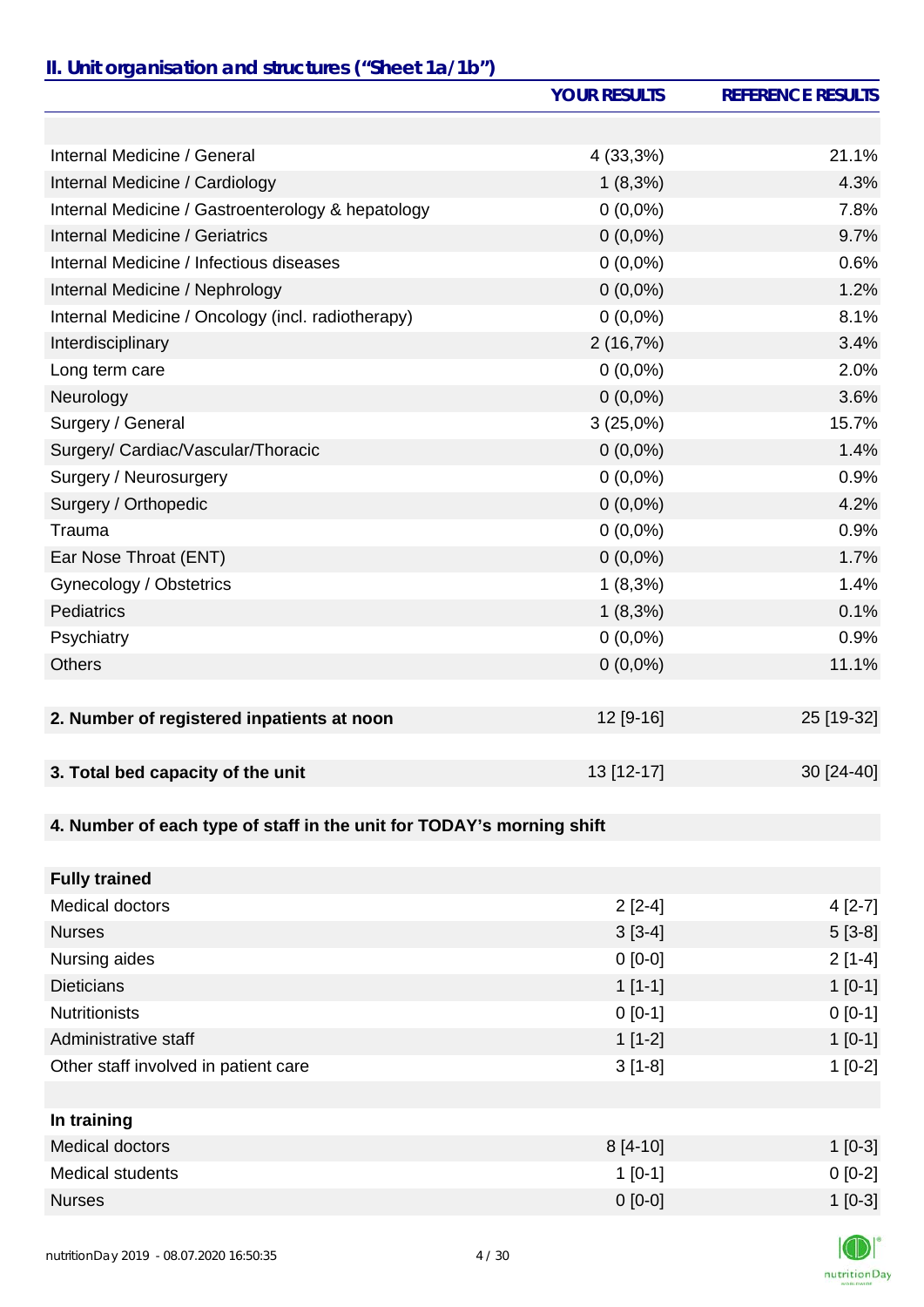## II. Unit organisation and structures ("Sheet 1a/1b")

| | YOUR RESULTS | REFERENCE RESULTS |
|---|---|---|
| | | |
| Internal Medicine / General | 4 (33,3%) | 21.1% |
| Internal Medicine / Cardiology | 1 (8,3%) | 4.3% |
| Internal Medicine / Gastroenterology & hepatology | 0 (0,0%) | 7.8% |
| Internal Medicine / Geriatrics | 0 (0,0%) | 9.7% |
| Internal Medicine / Infectious diseases | 0 (0,0%) | 0.6% |
| Internal Medicine / Nephrology | 0 (0,0%) | 1.2% |
| Internal Medicine / Oncology (incl. radiotherapy) | 0 (0,0%) | 8.1% |
| Interdisciplinary | 2 (16,7%) | 3.4% |
| Long term care | 0 (0,0%) | 2.0% |
| Neurology | 0 (0,0%) | 3.6% |
| Surgery / General | 3 (25,0%) | 15.7% |
| Surgery/ Cardiac/Vascular/Thoracic | 0 (0,0%) | 1.4% |
| Surgery / Neurosurgery | 0 (0,0%) | 0.9% |
| Surgery / Orthopedic | 0 (0,0%) | 4.2% |
| Trauma | 0 (0,0%) | 0.9% |
| Ear Nose Throat (ENT) | 0 (0,0%) | 1.7% |
| Gynecology / Obstetrics | 1 (8,3%) | 1.4% |
| Pediatrics | 1 (8,3%) | 0.1% |
| Psychiatry | 0 (0,0%) | 0.9% |
| Others | 0 (0,0%) | 11.1% |
| | | |
| **2. Number of registered inpatients at noon** | 12 [9-16] | 25 [19-32] |
| | | |
| **3. Total bed capacity of the unit** | 13 [12-17] | 30 [24-40] |
| | | |
| **4. Number of each type of staff in the unit for TODAY's morning shift** | | |
| | | |
| **Fully trained** | | |
| Medical doctors | 2 [2-4] | 4 [2-7] |
| Nurses | 3 [3-4] | 5 [3-8] |
| Nursing aides | 0 [0-0] | 2 [1-4] |
| Dieticians | 1 [1-1] | 1 [0-1] |
| Nutritionists | 0 [0-1] | 0 [0-1] |
| Administrative staff | 1 [1-2] | 1 [0-1] |
| Other staff involved in patient care | 3 [1-8] | 1 [0-2] |
| | | |
| **In training** | | |
| Medical doctors | 8 [4-10] | 1 [0-3] |
| Medical students | 1 [0-1] | 0 [0-2] |
| Nurses | 0 [0-0] | 1 [0-3] |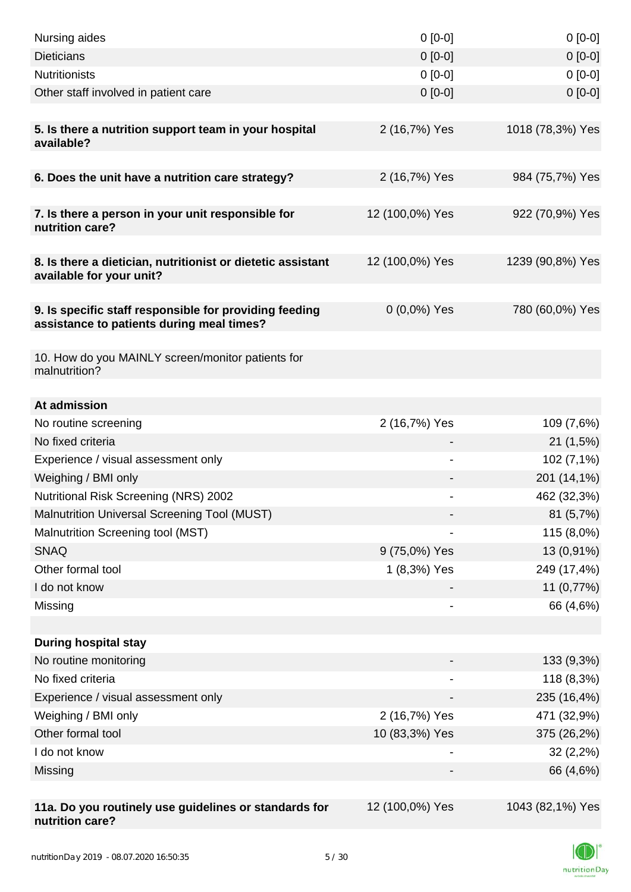| | | |
|---|---|---|
| Nursing aides | 0 [0-0] | 0 [0-0] |
| Dieticians | 0 [0-0] | 0 [0-0] |
| Nutritionists | 0 [0-0] | 0 [0-0] |
| Other staff involved in patient care | 0 [0-0] | 0 [0-0] |
| | | |
| **5. Is there a nutrition support team in your hospital available?** | 2 (16,7%) Yes | 1018 (78,3%) Yes |
| | | |
| **6. Does the unit have a nutrition care strategy?** | 2 (16,7%) Yes | 984 (75,7%) Yes |
| | | |
| **7. Is there a person in your unit responsible for nutrition care?** | 12 (100,0%) Yes | 922 (70,9%) Yes |
| | | |
| **8. Is there a dietician, nutritionist or dietetic assistant available for your unit?** | 12 (100,0%) Yes | 1239 (90,8%) Yes |
| | | |
| **9. Is specific staff responsible for providing feeding assistance to patients during meal times?** | 0 (0,0%) Yes | 780 (60,0%) Yes |
| | | |
| 10. How do you MAINLY screen/monitor patients for malnutrition? | | |
| | | |
| **At admission** | | |
| No routine screening | 2 (16,7%) Yes | 109 (7,6%) |
| No fixed criteria | - | 21 (1,5%) |
| Experience / visual assessment only | - | 102 (7,1%) |
| Weighing / BMI only | - | 201 (14,1%) |
| Nutritional Risk Screening (NRS) 2002 | - | 462 (32,3%) |
| Malnutrition Universal Screening Tool (MUST) | - | 81 (5,7%) |
| Malnutrition Screening tool (MST) | - | 115 (8,0%) |
| SNAQ | 9 (75,0%) Yes | 13 (0,91%) |
| Other formal tool | 1 (8,3%) Yes | 249 (17,4%) |
| I do not know | - | 11 (0,77%) |
| Missing | - | 66 (4,6%) |
| | | |
| **During hospital stay** | | |
| No routine monitoring | - | 133 (9,3%) |
| No fixed criteria | - | 118 (8,3%) |
| Experience / visual assessment only | - | 235 (16,4%) |
| Weighing / BMI only | 2 (16,7%) Yes | 471 (32,9%) |
| Other formal tool | 10 (83,3%) Yes | 375 (26,2%) |
| I do not know | - | 32 (2,2%) |
| Missing | - | 66 (4,6%) |
| | | |
| **11a. Do you routinely use guidelines or standards for nutrition care?** | 12 (100,0%) Yes | 1043 (82,1%) Yes |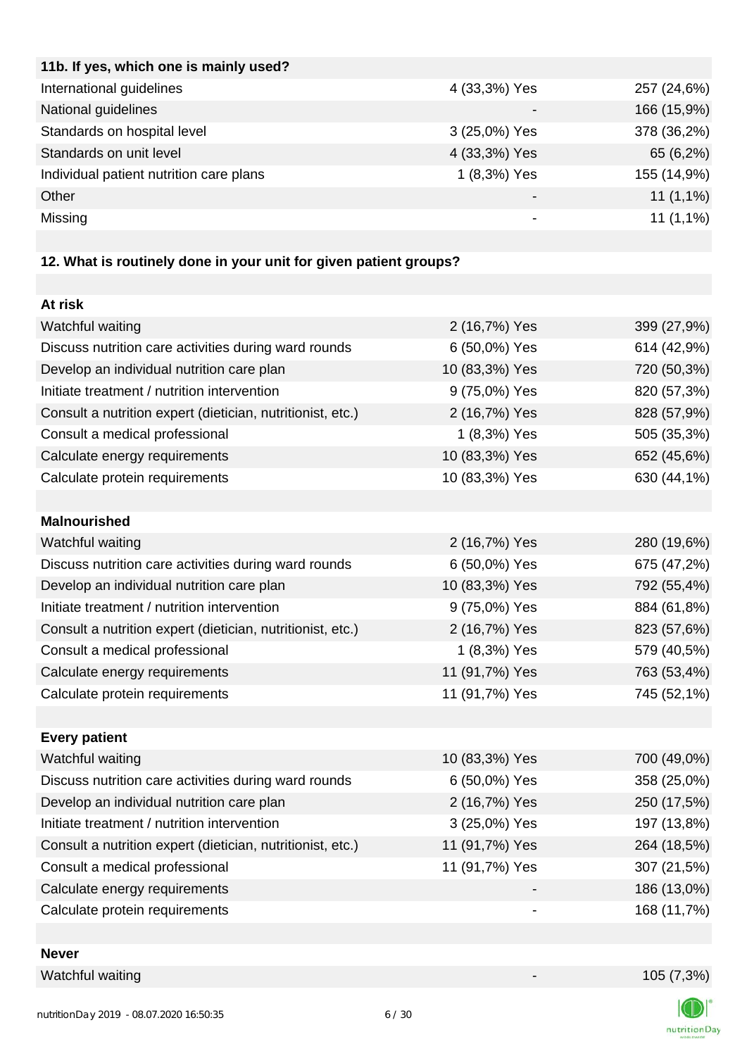| 11b. If yes, which one is mainly used? | | |
|---|---|---|
| International guidelines | 4 (33,3%) Yes | 257 (24,6%) |
| National guidelines | - | 166 (15,9%) |
| Standards on hospital level | 3 (25,0%) Yes | 378 (36,2%) |
| Standards on unit level | 4 (33,3%) Yes | 65 (6,2%) |
| Individual patient nutrition care plans | 1 (8,3%) Yes | 155 (14,9%) |
| Other | - | 11 (1,1%) |
| Missing | - | 11 (1,1%) |

**12. What is routinely done in your unit for given patient groups?**

| At risk | | |
|---|---|---|
| Watchful waiting | 2 (16,7%) Yes | 399 (27,9%) |
| Discuss nutrition care activities during ward rounds | 6 (50,0%) Yes | 614 (42,9%) |
| Develop an individual nutrition care plan | 10 (83,3%) Yes | 720 (50,3%) |
| Initiate treatment / nutrition intervention | 9 (75,0%) Yes | 820 (57,3%) |
| Consult a nutrition expert (dietician, nutritionist, etc.) | 2 (16,7%) Yes | 828 (57,9%) |
| Consult a medical professional | 1 (8,3%) Yes | 505 (35,3%) |
| Calculate energy requirements | 10 (83,3%) Yes | 652 (45,6%) |
| Calculate protein requirements | 10 (83,3%) Yes | 630 (44,1%) |
| **Malnourished** | | |
| Watchful waiting | 2 (16,7%) Yes | 280 (19,6%) |
| Discuss nutrition care activities during ward rounds | 6 (50,0%) Yes | 675 (47,2%) |
| Develop an individual nutrition care plan | 10 (83,3%) Yes | 792 (55,4%) |
| Initiate treatment / nutrition intervention | 9 (75,0%) Yes | 884 (61,8%) |
| Consult a nutrition expert (dietician, nutritionist, etc.) | 2 (16,7%) Yes | 823 (57,6%) |
| Consult a medical professional | 1 (8,3%) Yes | 579 (40,5%) |
| Calculate energy requirements | 11 (91,7%) Yes | 763 (53,4%) |
| Calculate protein requirements | 11 (91,7%) Yes | 745 (52,1%) |
| **Every patient** | | |
| Watchful waiting | 10 (83,3%) Yes | 700 (49,0%) |
| Discuss nutrition care activities during ward rounds | 6 (50,0%) Yes | 358 (25,0%) |
| Develop an individual nutrition care plan | 2 (16,7%) Yes | 250 (17,5%) |
| Initiate treatment / nutrition intervention | 3 (25,0%) Yes | 197 (13,8%) |
| Consult a nutrition expert (dietician, nutritionist, etc.) | 11 (91,7%) Yes | 264 (18,5%) |
| Consult a medical professional | 11 (91,7%) Yes | 307 (21,5%) |
| Calculate energy requirements | - | 186 (13,0%) |
| Calculate protein requirements | - | 168 (11,7%) |
| **Never** | | |
| Watchful waiting | - | 105 (7,3%) |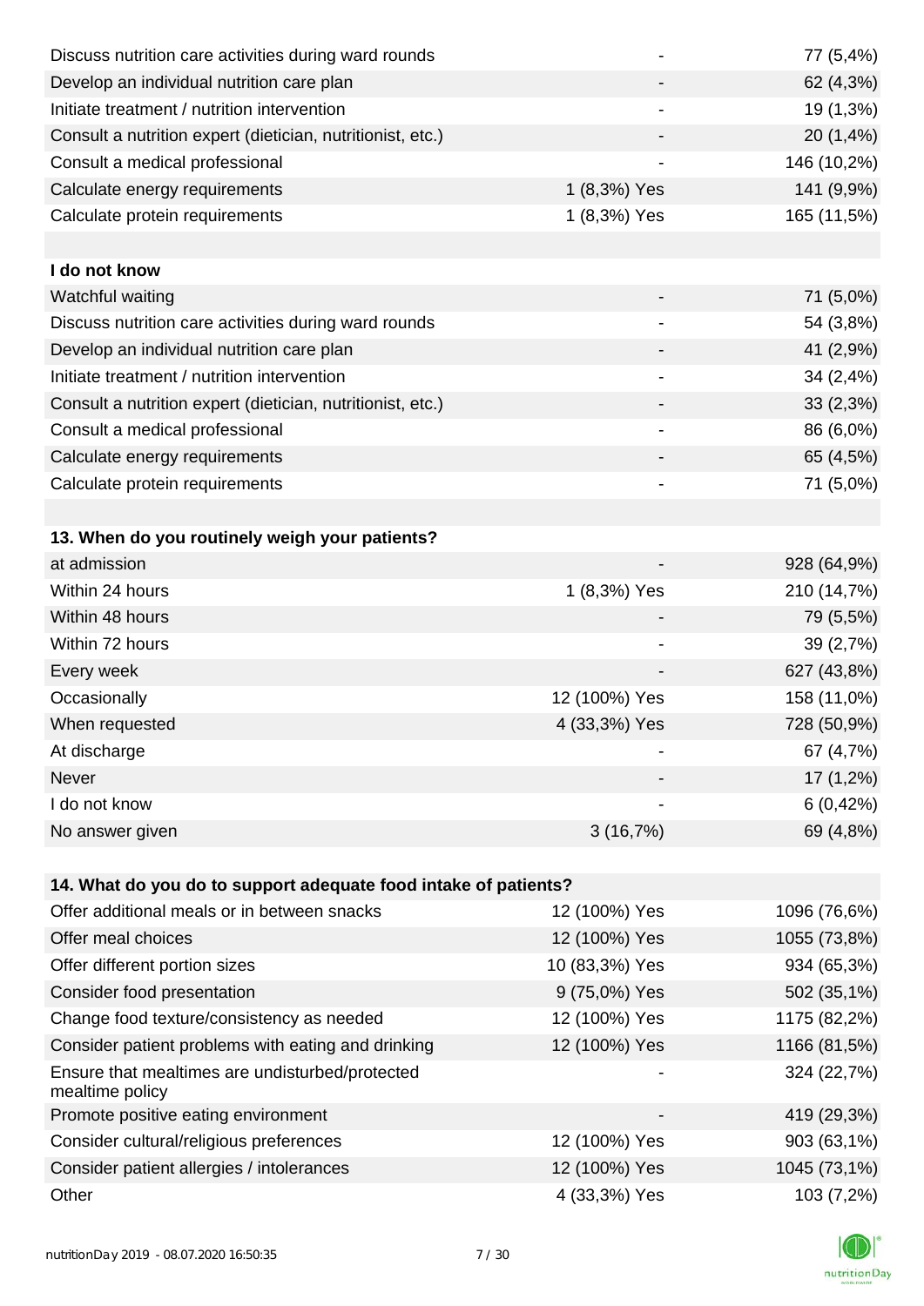| | | |
|---|---|---|
| Discuss nutrition care activities during ward rounds | - | 77 (5,4%) |
| Develop an individual nutrition care plan | - | 62 (4,3%) |
| Initiate treatment / nutrition intervention | - | 19 (1,3%) |
| Consult a nutrition expert (dietician, nutritionist, etc.) | - | 20 (1,4%) |
| Consult a medical professional | - | 146 (10,2%) |
| Calculate energy requirements | 1 (8,3%) Yes | 141 (9,9%) |
| Calculate protein requirements | 1 (8,3%) Yes | 165 (11,5%) |
| | | |
| **I do not know** | | |
| Watchful waiting | - | 71 (5,0%) |
| Discuss nutrition care activities during ward rounds | - | 54 (3,8%) |
| Develop an individual nutrition care plan | - | 41 (2,9%) |
| Initiate treatment / nutrition intervention | - | 34 (2,4%) |
| Consult a nutrition expert (dietician, nutritionist, etc.) | - | 33 (2,3%) |
| Consult a medical professional | - | 86 (6,0%) |
| Calculate energy requirements | - | 65 (4,5%) |
| Calculate protein requirements | - | 71 (5,0%) |

| **13. When do you routinely weigh your patients?** | | |
|---|---|---|
| at admission | - | 928 (64,9%) |
| Within 24 hours | 1 (8,3%) Yes | 210 (14,7%) |
| Within 48 hours | - | 79 (5,5%) |
| Within 72 hours | - | 39 (2,7%) |
| Every week | - | 627 (43,8%) |
| Occasionally | 12 (100%) Yes | 158 (11,0%) |
| When requested | 4 (33,3%) Yes | 728 (50,9%) |
| At discharge | - | 67 (4,7%) |
| Never | - | 17 (1,2%) |
| I do not know | - | 6 (0,42%) |
| No answer given | 3 (16,7%) | 69 (4,8%) |

| **14. What do you do to support adequate food intake of patients?** | | |
|---|---|---|
| Offer additional meals or in between snacks | 12 (100%) Yes | 1096 (76,6%) |
| Offer meal choices | 12 (100%) Yes | 1055 (73,8%) |
| Offer different portion sizes | 10 (83,3%) Yes | 934 (65,3%) |
| Consider food presentation | 9 (75,0%) Yes | 502 (35,1%) |
| Change food texture/consistency as needed | 12 (100%) Yes | 1175 (82,2%) |
| Consider patient problems with eating and drinking | 12 (100%) Yes | 1166 (81,5%) |
| Ensure that mealtimes are undisturbed/protected mealtime policy | - | 324 (22,7%) |
| Promote positive eating environment | - | 419 (29,3%) |
| Consider cultural/religious preferences | 12 (100%) Yes | 903 (63,1%) |
| Consider patient allergies / intolerances | 12 (100%) Yes | 1045 (73,1%) |
| Other | 4 (33,3%) Yes | 103 (7,2%) |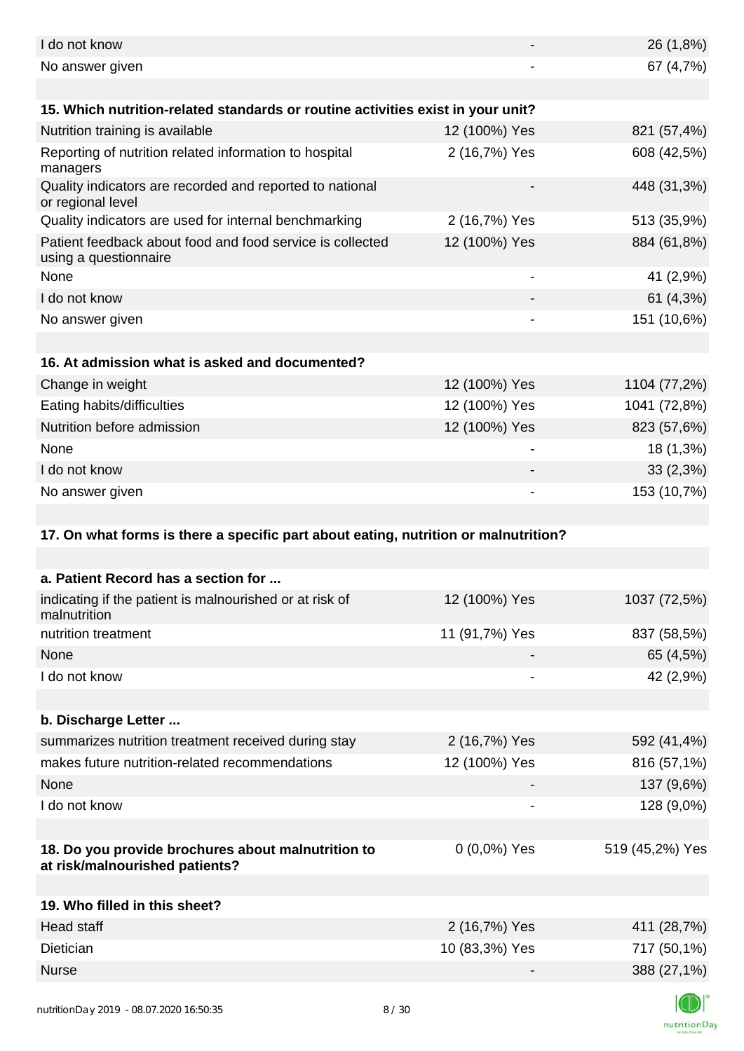| | | |
|---|---|---|
| I do not know | - | 26 (1,8%) |
| No answer given | - | 67 (4,7%) |

| **15. Which nutrition-related standards or routine activities exist in your unit?** | | |
|---|---|---|
| Nutrition training is available | 12 (100%) Yes | 821 (57,4%) |
| Reporting of nutrition related information to hospital managers | 2 (16,7%) Yes | 608 (42,5%) |
| Quality indicators are recorded and reported to national or regional level | - | 448 (31,3%) |
| Quality indicators are used for internal benchmarking | 2 (16,7%) Yes | 513 (35,9%) |
| Patient feedback about food and food service is collected using a questionnaire | 12 (100%) Yes | 884 (61,8%) |
| None | - | 41 (2,9%) |
| I do not know | - | 61 (4,3%) |
| No answer given | - | 151 (10,6%) |

| **16. At admission what is asked and documented?** | | |
|---|---|---|
| Change in weight | 12 (100%) Yes | 1104 (77,2%) |
| Eating habits/difficulties | 12 (100%) Yes | 1041 (72,8%) |
| Nutrition before admission | 12 (100%) Yes | 823 (57,6%) |
| None | - | 18 (1,3%) |
| I do not know | - | 33 (2,3%) |
| No answer given | - | 153 (10,7%) |

**17. On what forms is there a specific part about eating, nutrition or malnutrition?**

| **a. Patient Record has a section for ...** | | |
|---|---|---|
| indicating if the patient is malnourished or at risk of malnutrition | 12 (100%) Yes | 1037 (72,5%) |
| nutrition treatment | 11 (91,7%) Yes | 837 (58,5%) |
| None | - | 65 (4,5%) |
| I do not know | - | 42 (2,9%) |

| **b. Discharge Letter ...** | | |
|---|---|---|
| summarizes nutrition treatment received during stay | 2 (16,7%) Yes | 592 (41,4%) |
| makes future nutrition-related recommendations | 12 (100%) Yes | 816 (57,1%) |
| None | - | 137 (9,6%) |
| I do not know | - | 128 (9,0%) |

| | | |
|---|---|---|
| **18. Do you provide brochures about malnutrition to at risk/malnourished patients?** | 0 (0,0%) Yes | 519 (45,2%) Yes |

| **19. Who filled in this sheet?** | | |
|---|---|---|
| Head staff | 2 (16,7%) Yes | 411 (28,7%) |
| Dietician | 10 (83,3%) Yes | 717 (50,1%) |
| Nurse | - | 388 (27,1%) |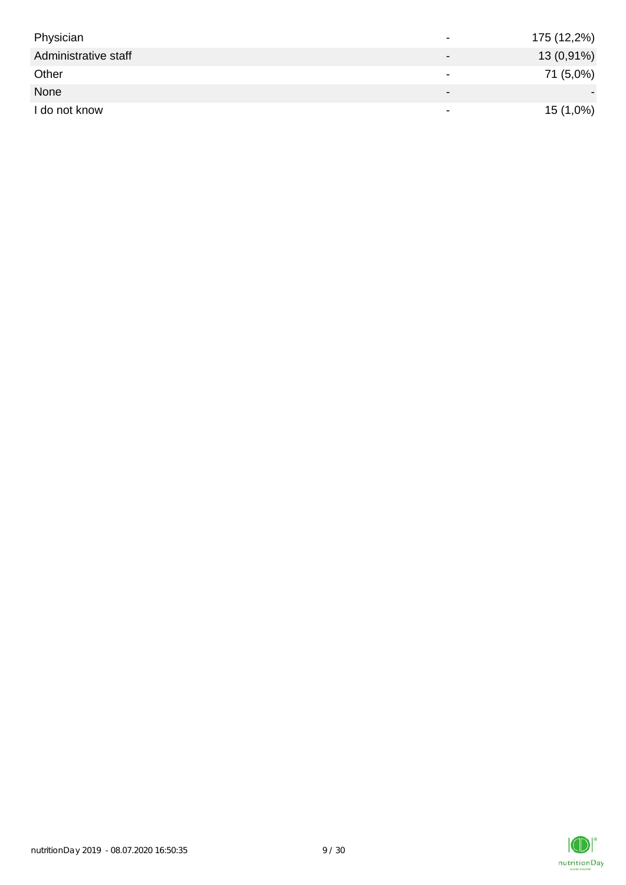| | | |
|---|---|---|
| Physician | - | 175 (12,2%) |
| Administrative staff | - | 13 (0,91%) |
| Other | - | 71 (5,0%) |
| None | - | - |
| I do not know | - | 15 (1,0%) |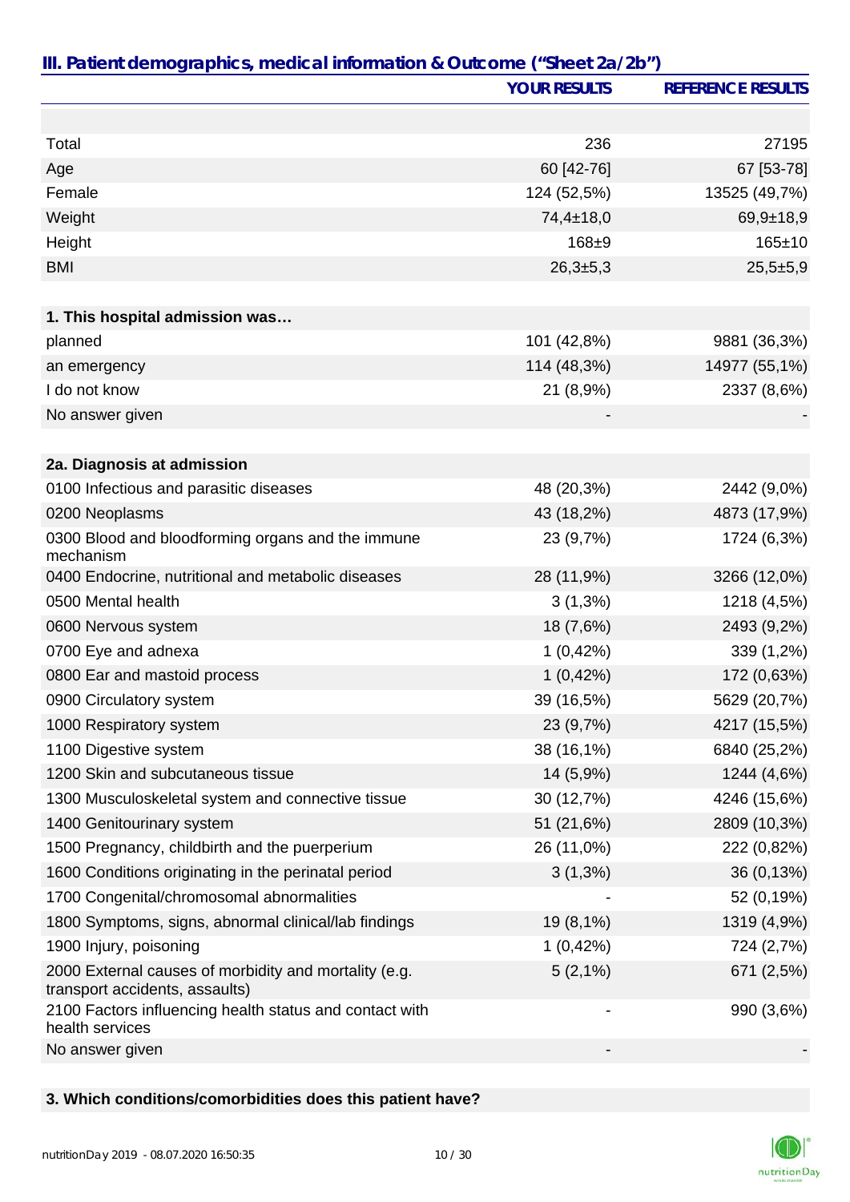## III. Patient demographics, medical information & Outcome ("Sheet 2a/2b")

| | YOUR RESULTS | REFERENCE RESULTS |
|---|---|---|
| | | |
| Total | 236 | 27195 |
| Age | 60 [42-76] | 67 [53-78] |
| Female | 124 (52,5%) | 13525 (49,7%) |
| Weight | 74,4±18,0 | 69,9±18,9 |
| Height | 168±9 | 165±10 |
| BMI | 26,3±5,3 | 25,5±5,9 |
| | | |
| **1. This hospital admission was…** | | |
| planned | 101 (42,8%) | 9881 (36,3%) |
| an emergency | 114 (48,3%) | 14977 (55,1%) |
| I do not know | 21 (8,9%) | 2337 (8,6%) |
| No answer given | - | - |
| | | |
| **2a. Diagnosis at admission** | | |
| 0100 Infectious and parasitic diseases | 48 (20,3%) | 2442 (9,0%) |
| 0200 Neoplasms | 43 (18,2%) | 4873 (17,9%) |
| 0300 Blood and bloodforming organs and the immune mechanism | 23 (9,7%) | 1724 (6,3%) |
| 0400 Endocrine, nutritional and metabolic diseases | 28 (11,9%) | 3266 (12,0%) |
| 0500 Mental health | 3 (1,3%) | 1218 (4,5%) |
| 0600 Nervous system | 18 (7,6%) | 2493 (9,2%) |
| 0700 Eye and adnexa | 1 (0,42%) | 339 (1,2%) |
| 0800 Ear and mastoid process | 1 (0,42%) | 172 (0,63%) |
| 0900 Circulatory system | 39 (16,5%) | 5629 (20,7%) |
| 1000 Respiratory system | 23 (9,7%) | 4217 (15,5%) |
| 1100 Digestive system | 38 (16,1%) | 6840 (25,2%) |
| 1200 Skin and subcutaneous tissue | 14 (5,9%) | 1244 (4,6%) |
| 1300 Musculoskeletal system and connective tissue | 30 (12,7%) | 4246 (15,6%) |
| 1400 Genitourinary system | 51 (21,6%) | 2809 (10,3%) |
| 1500 Pregnancy, childbirth and the puerperium | 26 (11,0%) | 222 (0,82%) |
| 1600 Conditions originating in the perinatal period | 3 (1,3%) | 36 (0,13%) |
| 1700 Congenital/chromosomal abnormalities | - | 52 (0,19%) |
| 1800 Symptoms, signs, abnormal clinical/lab findings | 19 (8,1%) | 1319 (4,9%) |
| 1900 Injury, poisoning | 1 (0,42%) | 724 (2,7%) |
| 2000 External causes of morbidity and mortality (e.g. transport accidents, assaults) | 5 (2,1%) | 671 (2,5%) |
| 2100 Factors influencing health status and contact with health services | - | 990 (3,6%) |
| No answer given | - | - |
| | | |
| **3. Which conditions/comorbidities does this patient have?** | | |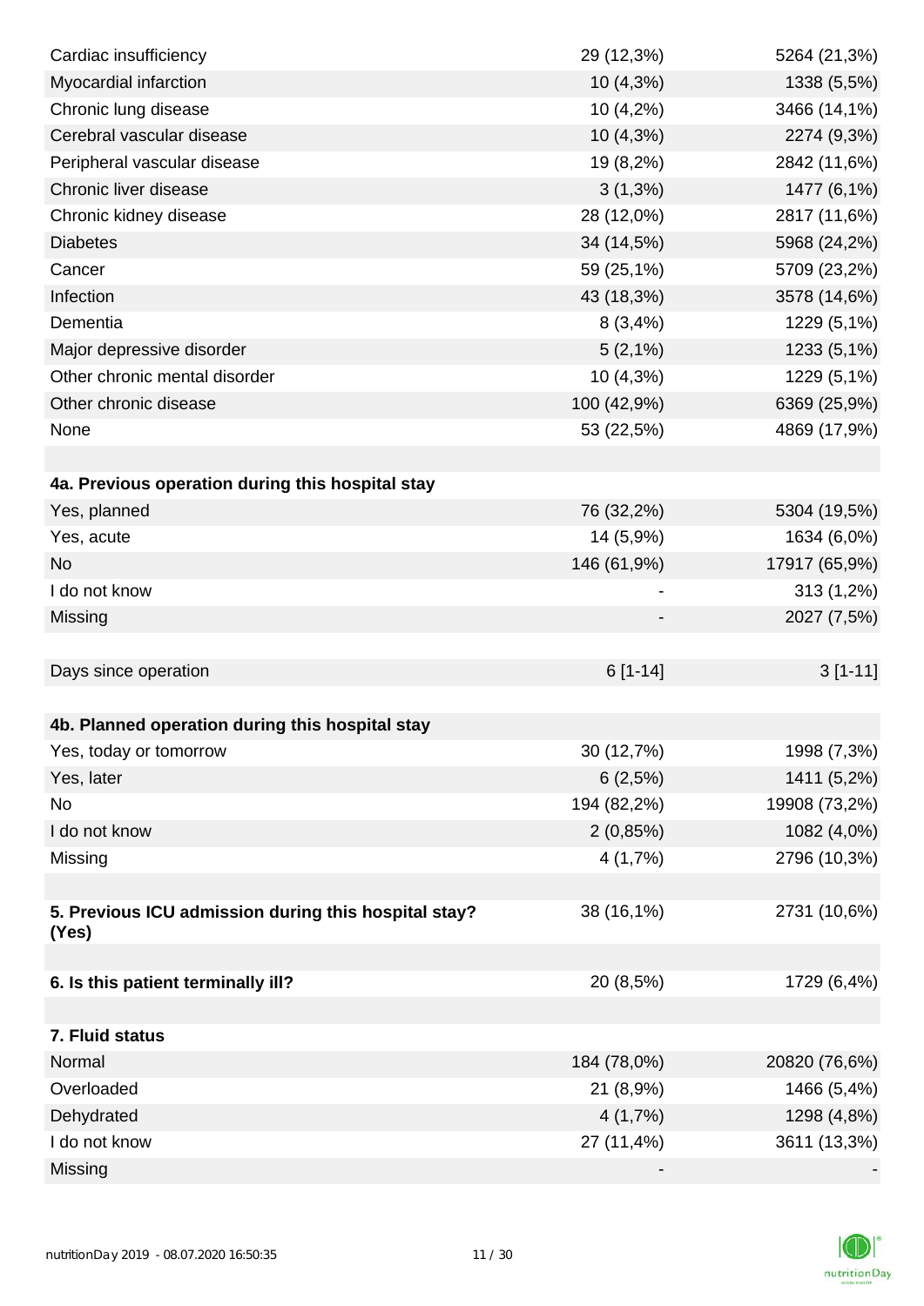| | | |
|---|---|---|
| Cardiac insufficiency | 29 (12,3%) | 5264 (21,3%) |
| Myocardial infarction | 10 (4,3%) | 1338 (5,5%) |
| Chronic lung disease | 10 (4,2%) | 3466 (14,1%) |
| Cerebral vascular disease | 10 (4,3%) | 2274 (9,3%) |
| Peripheral vascular disease | 19 (8,2%) | 2842 (11,6%) |
| Chronic liver disease | 3 (1,3%) | 1477 (6,1%) |
| Chronic kidney disease | 28 (12,0%) | 2817 (11,6%) |
| Diabetes | 34 (14,5%) | 5968 (24,2%) |
| Cancer | 59 (25,1%) | 5709 (23,2%) |
| Infection | 43 (18,3%) | 3578 (14,6%) |
| Dementia | 8 (3,4%) | 1229 (5,1%) |
| Major depressive disorder | 5 (2,1%) | 1233 (5,1%) |
| Other chronic mental disorder | 10 (4,3%) | 1229 (5,1%) |
| Other chronic disease | 100 (42,9%) | 6369 (25,9%) |
| None | 53 (22,5%) | 4869 (17,9%) |
| | | |
| **4a. Previous operation during this hospital stay** | | |
| Yes, planned | 76 (32,2%) | 5304 (19,5%) |
| Yes, acute | 14 (5,9%) | 1634 (6,0%) |
| No | 146 (61,9%) | 17917 (65,9%) |
| I do not know | - | 313 (1,2%) |
| Missing | - | 2027 (7,5%) |
| | | |
| Days since operation | 6 [1-14] | 3 [1-11] |
| | | |
| **4b. Planned operation during this hospital stay** | | |
| Yes, today or tomorrow | 30 (12,7%) | 1998 (7,3%) |
| Yes, later | 6 (2,5%) | 1411 (5,2%) |
| No | 194 (82,2%) | 19908 (73,2%) |
| I do not know | 2 (0,85%) | 1082 (4,0%) |
| Missing | 4 (1,7%) | 2796 (10,3%) |
| | | |
| **5. Previous ICU admission during this hospital stay? (Yes)** | 38 (16,1%) | 2731 (10,6%) |
| | | |
| **6. Is this patient terminally ill?** | 20 (8,5%) | 1729 (6,4%) |
| | | |
| **7. Fluid status** | | |
| Normal | 184 (78,0%) | 20820 (76,6%) |
| Overloaded | 21 (8,9%) | 1466 (5,4%) |
| Dehydrated | 4 (1,7%) | 1298 (4,8%) |
| I do not know | 27 (11,4%) | 3611 (13,3%) |
| Missing | - | - |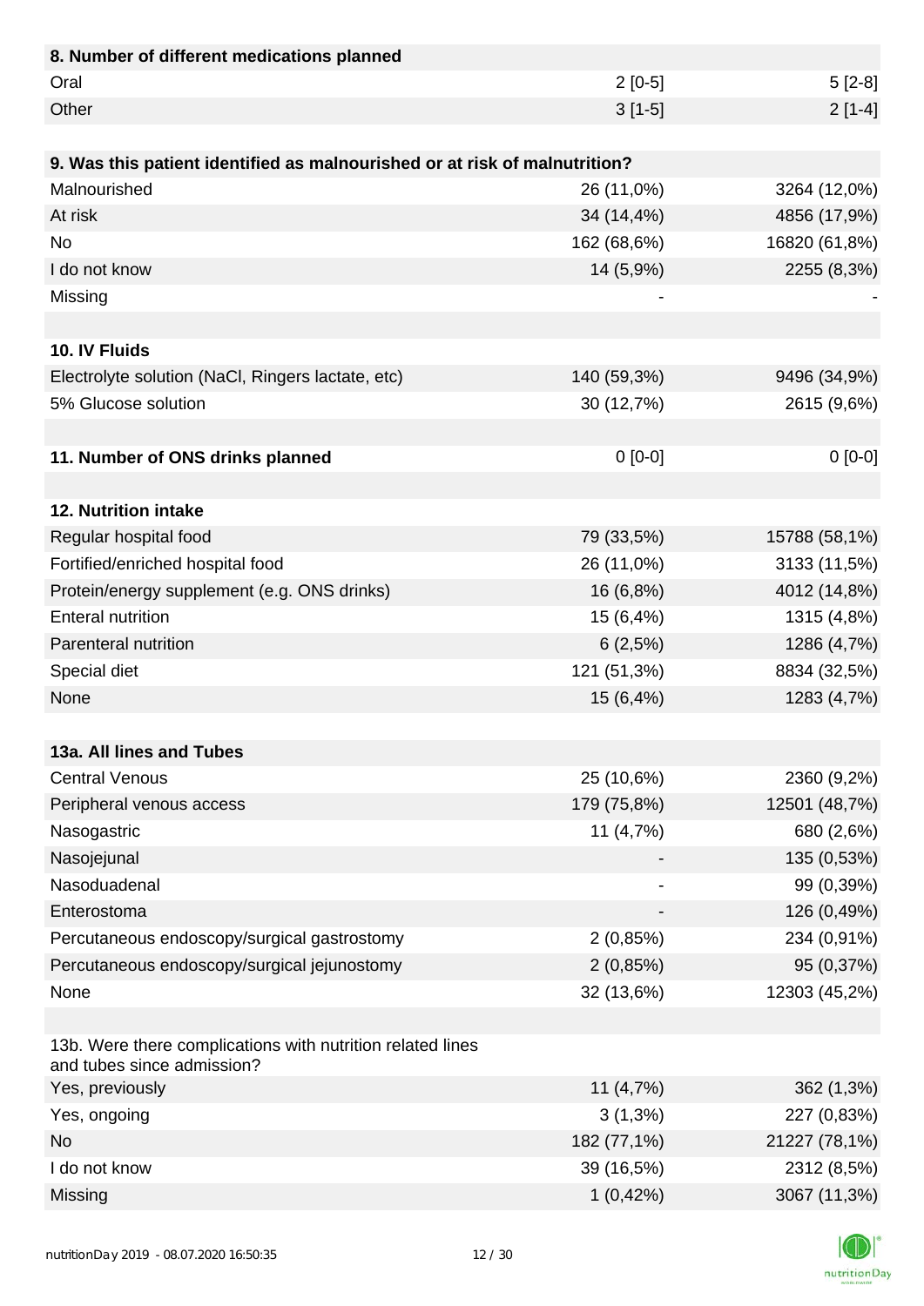| **8. Number of different medications planned** | | |
|---|---|---|
| Oral | 2 [0-5] | 5 [2-8] |
| Other | 3 [1-5] | 2 [1-4] |

| **9. Was this patient identified as malnourished or at risk of malnutrition?** | | |
|---|---|---|
| Malnourished | 26 (11,0%) | 3264 (12,0%) |
| At risk | 34 (14,4%) | 4856 (17,9%) |
| No | 162 (68,6%) | 16820 (61,8%) |
| I do not know | 14 (5,9%) | 2255 (8,3%) |
| Missing | - | - |

| **10. IV Fluids** | | |
|---|---|---|
| Electrolyte solution (NaCl, Ringers lactate, etc) | 140 (59,3%) | 9496 (34,9%) |
| 5% Glucose solution | 30 (12,7%) | 2615 (9,6%) |

| **11. Number of ONS drinks planned** | 0 [0-0] | 0 [0-0] |
|---|---|---|

| **12. Nutrition intake** | | |
|---|---|---|
| Regular hospital food | 79 (33,5%) | 15788 (58,1%) |
| Fortified/enriched hospital food | 26 (11,0%) | 3133 (11,5%) |
| Protein/energy supplement (e.g. ONS drinks) | 16 (6,8%) | 4012 (14,8%) |
| Enteral nutrition | 15 (6,4%) | 1315 (4,8%) |
| Parenteral nutrition | 6 (2,5%) | 1286 (4,7%) |
| Special diet | 121 (51,3%) | 8834 (32,5%) |
| None | 15 (6,4%) | 1283 (4,7%) |

| **13a. All lines and Tubes** | | |
|---|---|---|
| Central Venous | 25 (10,6%) | 2360 (9,2%) |
| Peripheral venous access | 179 (75,8%) | 12501 (48,7%) |
| Nasogastric | 11 (4,7%) | 680 (2,6%) |
| Nasojejunal | - | 135 (0,53%) |
| Nasoduadenal | - | 99 (0,39%) |
| Enterostoma | - | 126 (0,49%) |
| Percutaneous endoscopy/surgical gastrostomy | 2 (0,85%) | 234 (0,91%) |
| Percutaneous endoscopy/surgical jejunostomy | 2 (0,85%) | 95 (0,37%) |
| None | 32 (13,6%) | 12303 (45,2%) |

| 13b. Were there complications with nutrition related lines and tubes since admission? | | |
|---|---|---|
| Yes, previously | 11 (4,7%) | 362 (1,3%) |
| Yes, ongoing | 3 (1,3%) | 227 (0,83%) |
| No | 182 (77,1%) | 21227 (78,1%) |
| I do not know | 39 (16,5%) | 2312 (8,5%) |
| Missing | 1 (0,42%) | 3067 (11,3%) |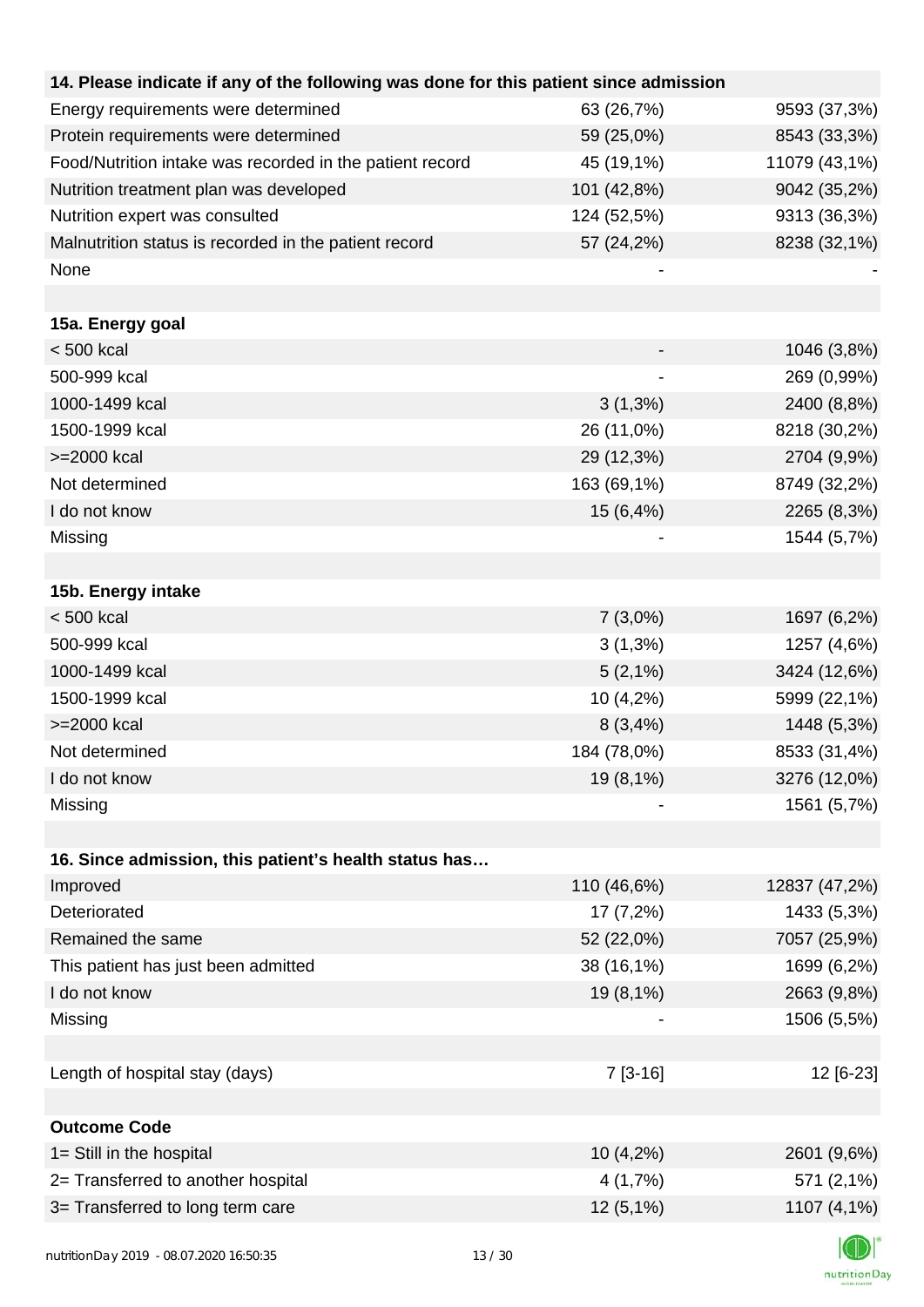| 14. Please indicate if any of the following was done for this patient since admission | | |
|---|---|---|
| Energy requirements were determined | 63 (26,7%) | 9593 (37,3%) |
| Protein requirements were determined | 59 (25,0%) | 8543 (33,3%) |
| Food/Nutrition intake was recorded in the patient record | 45 (19,1%) | 11079 (43,1%) |
| Nutrition treatment plan was developed | 101 (42,8%) | 9042 (35,2%) |
| Nutrition expert was consulted | 124 (52,5%) | 9313 (36,3%) |
| Malnutrition status is recorded in the patient record | 57 (24,2%) | 8238 (32,1%) |
| None | - | - |
| | | |
| **15a. Energy goal** | | |
| < 500 kcal | - | 1046 (3,8%) |
| 500-999 kcal | - | 269 (0,99%) |
| 1000-1499 kcal | 3 (1,3%) | 2400 (8,8%) |
| 1500-1999 kcal | 26 (11,0%) | 8218 (30,2%) |
| >=2000 kcal | 29 (12,3%) | 2704 (9,9%) |
| Not determined | 163 (69,1%) | 8749 (32,2%) |
| I do not know | 15 (6,4%) | 2265 (8,3%) |
| Missing | - | 1544 (5,7%) |
| | | |
| **15b. Energy intake** | | |
| < 500 kcal | 7 (3,0%) | 1697 (6,2%) |
| 500-999 kcal | 3 (1,3%) | 1257 (4,6%) |
| 1000-1499 kcal | 5 (2,1%) | 3424 (12,6%) |
| 1500-1999 kcal | 10 (4,2%) | 5999 (22,1%) |
| >=2000 kcal | 8 (3,4%) | 1448 (5,3%) |
| Not determined | 184 (78,0%) | 8533 (31,4%) |
| I do not know | 19 (8,1%) | 3276 (12,0%) |
| Missing | - | 1561 (5,7%) |
| | | |
| **16. Since admission, this patient's health status has…** | | |
| Improved | 110 (46,6%) | 12837 (47,2%) |
| Deteriorated | 17 (7,2%) | 1433 (5,3%) |
| Remained the same | 52 (22,0%) | 7057 (25,9%) |
| This patient has just been admitted | 38 (16,1%) | 1699 (6,2%) |
| I do not know | 19 (8,1%) | 2663 (9,8%) |
| Missing | - | 1506 (5,5%) |
| | | |
| Length of hospital stay (days) | 7 [3-16] | 12 [6-23] |
| | | |
| **Outcome Code** | | |
| 1= Still in the hospital | 10 (4,2%) | 2601 (9,6%) |
| 2= Transferred to another hospital | 4 (1,7%) | 571 (2,1%) |
| 3= Transferred to long term care | 12 (5,1%) | 1107 (4,1%) |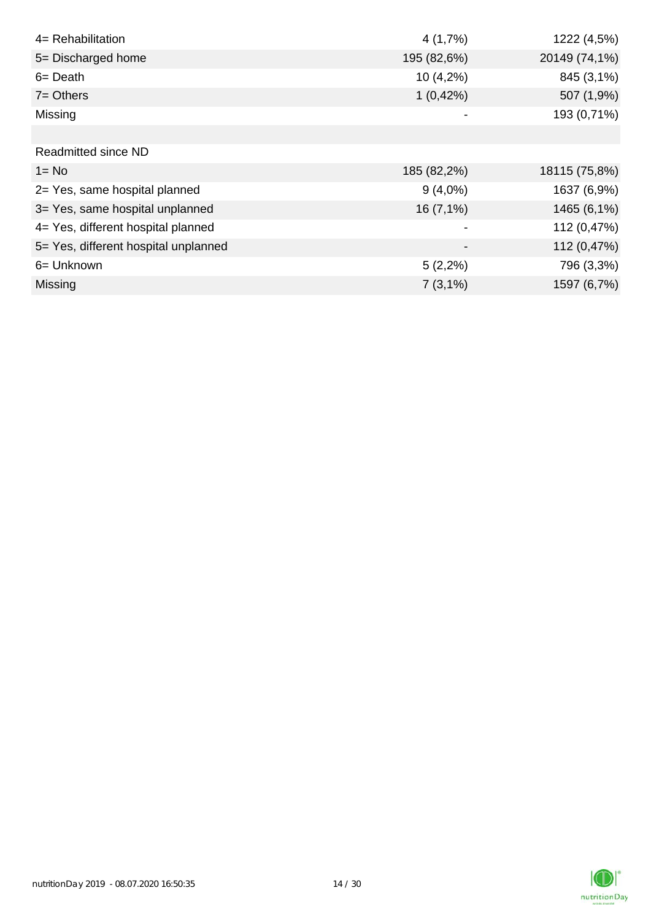| | | |
|---|---|---|
| 4= Rehabilitation | 4 (1,7%) | 1222 (4,5%) |
| 5= Discharged home | 195 (82,6%) | 20149 (74,1%) |
| 6= Death | 10 (4,2%) | 845 (3,1%) |
| 7= Others | 1 (0,42%) | 507 (1,9%) |
| Missing | - | 193 (0,71%) |
| | | |
| Readmitted since ND | | |
| 1= No | 185 (82,2%) | 18115 (75,8%) |
| 2= Yes, same hospital planned | 9 (4,0%) | 1637 (6,9%) |
| 3= Yes, same hospital unplanned | 16 (7,1%) | 1465 (6,1%) |
| 4= Yes, different hospital planned | - | 112 (0,47%) |
| 5= Yes, different hospital unplanned | - | 112 (0,47%) |
| 6= Unknown | 5 (2,2%) | 796 (3,3%) |
| Missing | 7 (3,1%) | 1597 (6,7%) |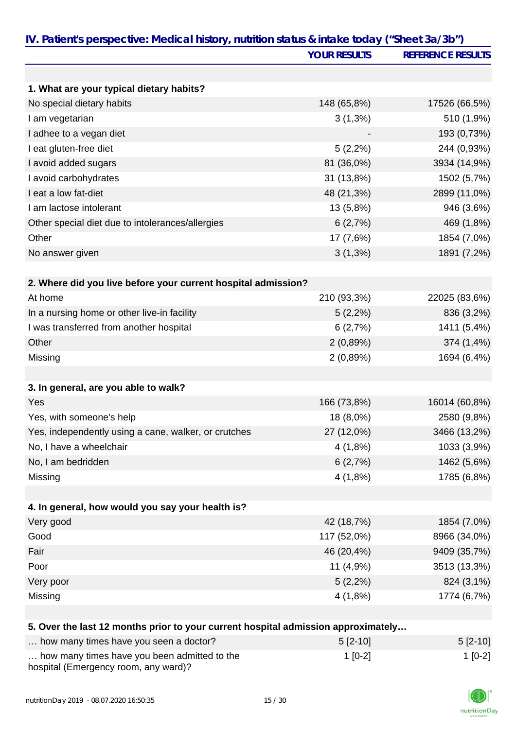## IV. Patient's perspective: Medical history, nutrition status & intake today ("Sheet 3a/3b")

| | YOUR RESULTS | REFERENCE RESULTS |
|---|---|---|
| **1. What are your typical dietary habits?** | | |
| No special dietary habits | 148 (65,8%) | 17526 (66,5%) |
| I am vegetarian | 3 (1,3%) | 510 (1,9%) |
| I adhee to a vegan diet | - | 193 (0,73%) |
| I eat gluten-free diet | 5 (2,2%) | 244 (0,93%) |
| I avoid added sugars | 81 (36,0%) | 3934 (14,9%) |
| I avoid carbohydrates | 31 (13,8%) | 1502 (5,7%) |
| I eat a low fat-diet | 48 (21,3%) | 2899 (11,0%) |
| I am lactose intolerant | 13 (5,8%) | 946 (3,6%) |
| Other special diet due to intolerances/allergies | 6 (2,7%) | 469 (1,8%) |
| Other | 17 (7,6%) | 1854 (7,0%) |
| No answer given | 3 (1,3%) | 1891 (7,2%) |
| **2. Where did you live before your current hospital admission?** | | |
| At home | 210 (93,3%) | 22025 (83,6%) |
| In a nursing home or other live-in facility | 5 (2,2%) | 836 (3,2%) |
| I was transferred from another hospital | 6 (2,7%) | 1411 (5,4%) |
| Other | 2 (0,89%) | 374 (1,4%) |
| Missing | 2 (0,89%) | 1694 (6,4%) |
| **3. In general, are you able to walk?** | | |
| Yes | 166 (73,8%) | 16014 (60,8%) |
| Yes, with someone's help | 18 (8,0%) | 2580 (9,8%) |
| Yes, independently using a cane, walker, or crutches | 27 (12,0%) | 3466 (13,2%) |
| No, I have a wheelchair | 4 (1,8%) | 1033 (3,9%) |
| No, I am bedridden | 6 (2,7%) | 1462 (5,6%) |
| Missing | 4 (1,8%) | 1785 (6,8%) |
| **4. In general, how would you say your health is?** | | |
| Very good | 42 (18,7%) | 1854 (7,0%) |
| Good | 117 (52,0%) | 8966 (34,0%) |
| Fair | 46 (20,4%) | 9409 (35,7%) |
| Poor | 11 (4,9%) | 3513 (13,3%) |
| Very poor | 5 (2,2%) | 824 (3,1%) |
| Missing | 4 (1,8%) | 1774 (6,7%) |
| **5. Over the last 12 months prior to your current hospital admission approximately…** | | |
| … how many times have you seen a doctor? | 5 [2-10] | 5 [2-10] |
| … how many times have you been admitted to the hospital (Emergency room, any ward)? | 1 [0-2] | 1 [0-2] |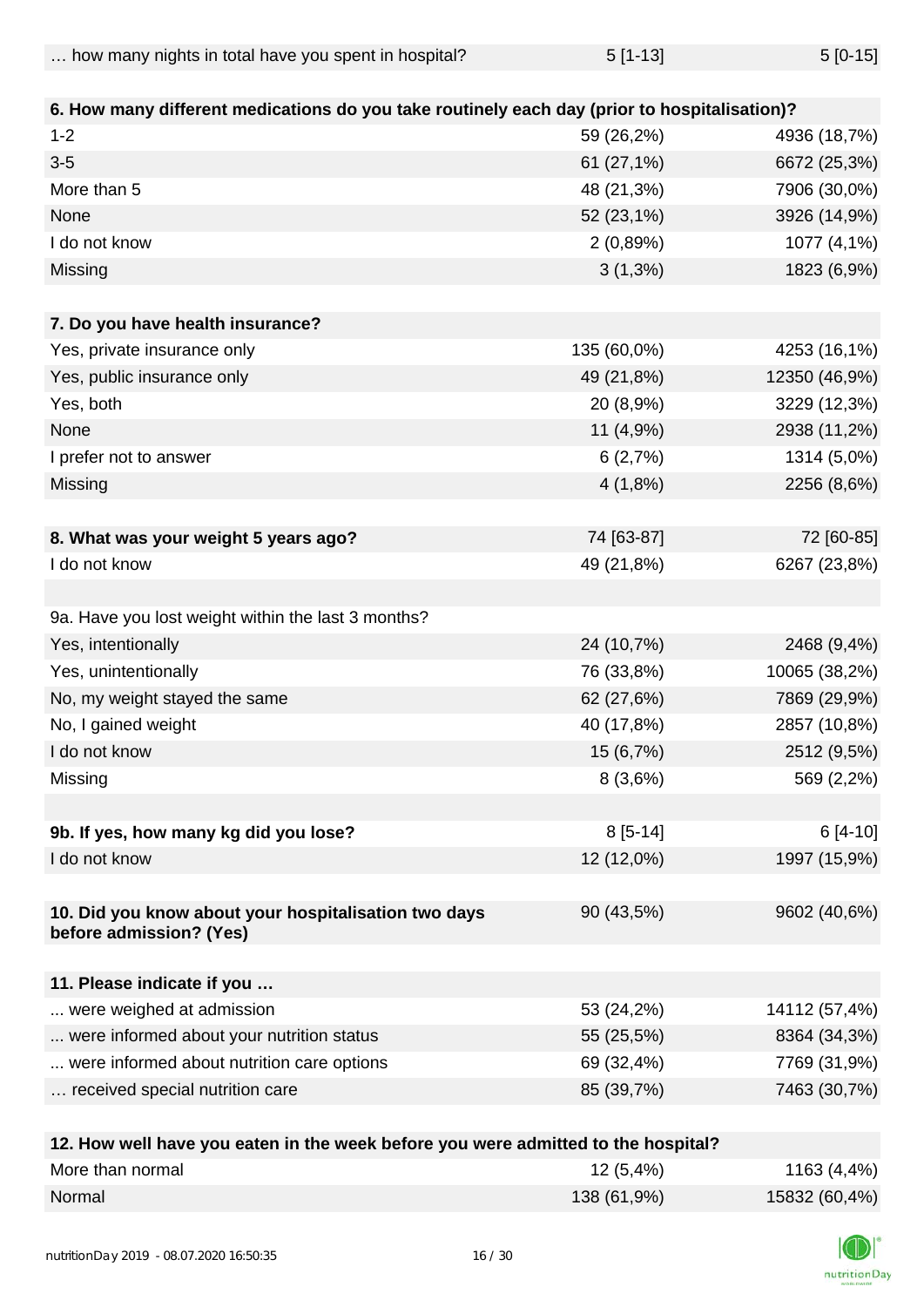| | | |
|---|---|---|
| … how many nights in total have you spent in hospital? | 5 [1-13] | 5 [0-15] |
| | | |
| **6. How many different medications do you take routinely each day (prior to hospitalisation)?** | | |
| 1-2 | 59 (26,2%) | 4936 (18,7%) |
| 3-5 | 61 (27,1%) | 6672 (25,3%) |
| More than 5 | 48 (21,3%) | 7906 (30,0%) |
| None | 52 (23,1%) | 3926 (14,9%) |
| I do not know | 2 (0,89%) | 1077 (4,1%) |
| Missing | 3 (1,3%) | 1823 (6,9%) |
| | | |
| **7. Do you have health insurance?** | | |
| Yes, private insurance only | 135 (60,0%) | 4253 (16,1%) |
| Yes, public insurance only | 49 (21,8%) | 12350 (46,9%) |
| Yes, both | 20 (8,9%) | 3229 (12,3%) |
| None | 11 (4,9%) | 2938 (11,2%) |
| I prefer not to answer | 6 (2,7%) | 1314 (5,0%) |
| Missing | 4 (1,8%) | 2256 (8,6%) |
| | | |
| **8. What was your weight 5 years ago?** | 74 [63-87] | 72 [60-85] |
| I do not know | 49 (21,8%) | 6267 (23,8%) |
| | | |
| 9a. Have you lost weight within the last 3 months? | | |
| Yes, intentionally | 24 (10,7%) | 2468 (9,4%) |
| Yes, unintentionally | 76 (33,8%) | 10065 (38,2%) |
| No, my weight stayed the same | 62 (27,6%) | 7869 (29,9%) |
| No, I gained weight | 40 (17,8%) | 2857 (10,8%) |
| I do not know | 15 (6,7%) | 2512 (9,5%) |
| Missing | 8 (3,6%) | 569 (2,2%) |
| | | |
| **9b. If yes, how many kg did you lose?** | 8 [5-14] | 6 [4-10] |
| I do not know | 12 (12,0%) | 1997 (15,9%) |
| | | |
| **10. Did you know about your hospitalisation two days before admission? (Yes)** | 90 (43,5%) | 9602 (40,6%) |
| | | |
| **11. Please indicate if you …** | | |
| ... were weighed at admission | 53 (24,2%) | 14112 (57,4%) |
| ... were informed about your nutrition status | 55 (25,5%) | 8364 (34,3%) |
| ... were informed about nutrition care options | 69 (32,4%) | 7769 (31,9%) |
| … received special nutrition care | 85 (39,7%) | 7463 (30,7%) |
| | | |
| **12. How well have you eaten in the week before you were admitted to the hospital?** | | |
| More than normal | 12 (5,4%) | 1163 (4,4%) |
| Normal | 138 (61,9%) | 15832 (60,4%) |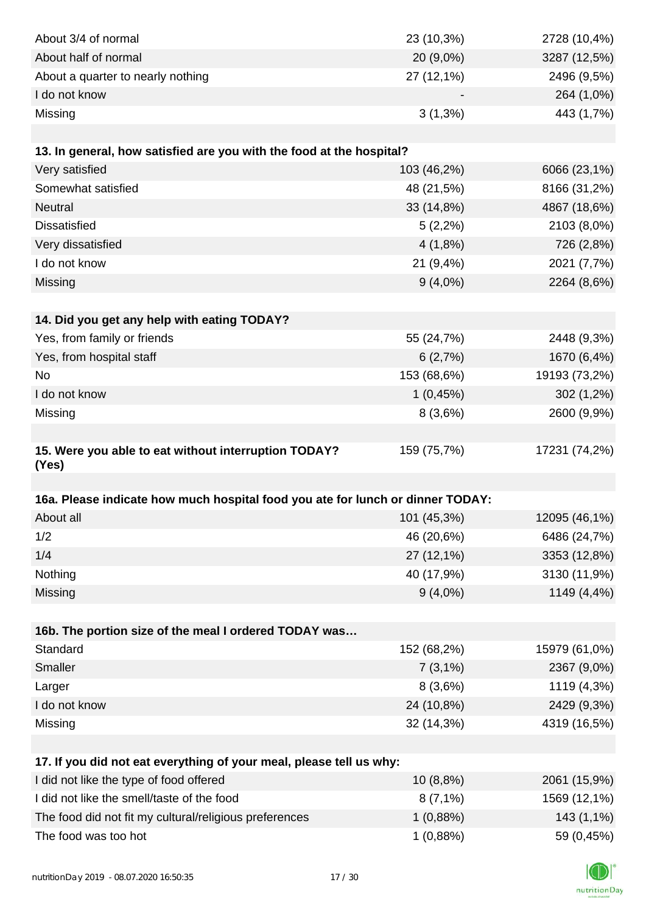| | | |
|---|---|---|
| About 3/4 of normal | 23 (10,3%) | 2728 (10,4%) |
| About half of normal | 20 (9,0%) | 3287 (12,5%) |
| About a quarter to nearly nothing | 27 (12,1%) | 2496 (9,5%) |
| I do not know | - | 264 (1,0%) |
| Missing | 3 (1,3%) | 443 (1,7%) |

| **13. In general, how satisfied are you with the food at the hospital?** | | |
|---|---|---|
| Very satisfied | 103 (46,2%) | 6066 (23,1%) |
| Somewhat satisfied | 48 (21,5%) | 8166 (31,2%) |
| Neutral | 33 (14,8%) | 4867 (18,6%) |
| Dissatisfied | 5 (2,2%) | 2103 (8,0%) |
| Very dissatisfied | 4 (1,8%) | 726 (2,8%) |
| I do not know | 21 (9,4%) | 2021 (7,7%) |
| Missing | 9 (4,0%) | 2264 (8,6%) |

| **14. Did you get any help with eating TODAY?** | | |
|---|---|---|
| Yes, from family or friends | 55 (24,7%) | 2448 (9,3%) |
| Yes, from hospital staff | 6 (2,7%) | 1670 (6,4%) |
| No | 153 (68,6%) | 19193 (73,2%) |
| I do not know | 1 (0,45%) | 302 (1,2%) |
| Missing | 8 (3,6%) | 2600 (9,9%) |

| **15. Were you able to eat without interruption TODAY? (Yes)** | 159 (75,7%) | 17231 (74,2%) |
|---|---|---|

| **16a. Please indicate how much hospital food you ate for lunch or dinner TODAY:** | | |
|---|---|---|
| About all | 101 (45,3%) | 12095 (46,1%) |
| 1/2 | 46 (20,6%) | 6486 (24,7%) |
| 1/4 | 27 (12,1%) | 3353 (12,8%) |
| Nothing | 40 (17,9%) | 3130 (11,9%) |
| Missing | 9 (4,0%) | 1149 (4,4%) |

| **16b. The portion size of the meal I ordered TODAY was…** | | |
|---|---|---|
| Standard | 152 (68,2%) | 15979 (61,0%) |
| Smaller | 7 (3,1%) | 2367 (9,0%) |
| Larger | 8 (3,6%) | 1119 (4,3%) |
| I do not know | 24 (10,8%) | 2429 (9,3%) |
| Missing | 32 (14,3%) | 4319 (16,5%) |

| **17. If you did not eat everything of your meal, please tell us why:** | | |
|---|---|---|
| I did not like the type of food offered | 10 (8,8%) | 2061 (15,9%) |
| I did not like the smell/taste of the food | 8 (7,1%) | 1569 (12,1%) |
| The food did not fit my cultural/religious preferences | 1 (0,88%) | 143 (1,1%) |
| The food was too hot | 1 (0,88%) | 59 (0,45%) |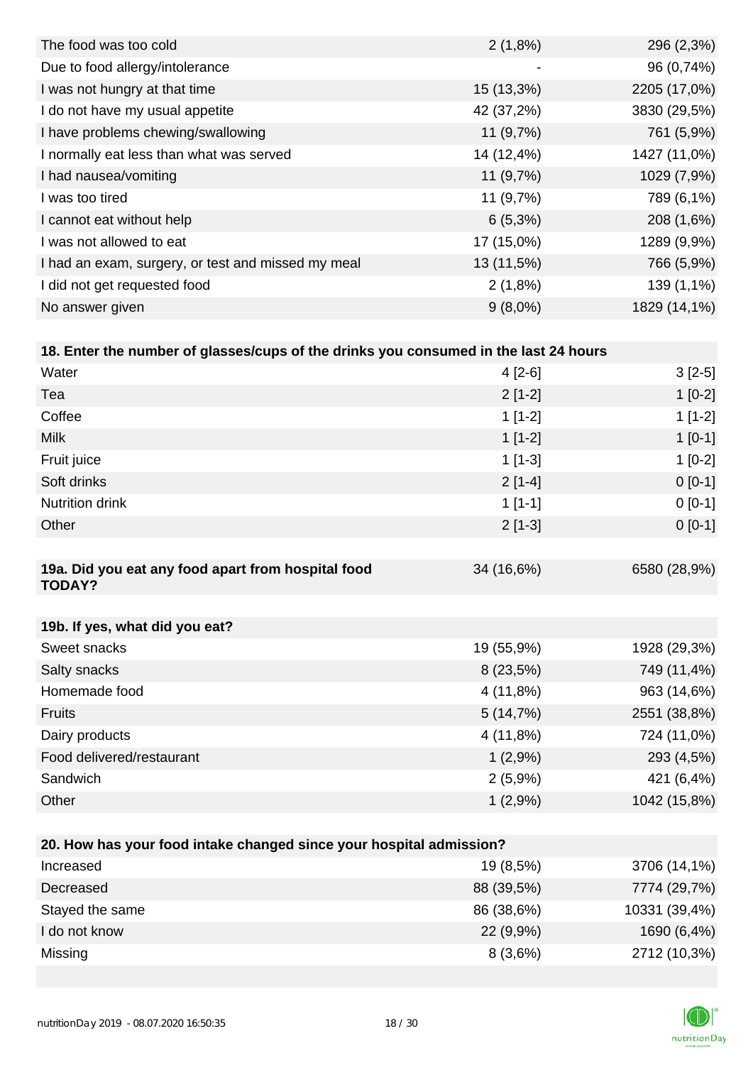| | | |
|---|---|---|
| The food was too cold | 2 (1,8%) | 296 (2,3%) |
| Due to food allergy/intolerance | - | 96 (0,74%) |
| I was not hungry at that time | 15 (13,3%) | 2205 (17,0%) |
| I do not have my usual appetite | 42 (37,2%) | 3830 (29,5%) |
| I have problems chewing/swallowing | 11 (9,7%) | 761 (5,9%) |
| I normally eat less than what was served | 14 (12,4%) | 1427 (11,0%) |
| I had nausea/vomiting | 11 (9,7%) | 1029 (7,9%) |
| I was too tired | 11 (9,7%) | 789 (6,1%) |
| I cannot eat without help | 6 (5,3%) | 208 (1,6%) |
| I was not allowed to eat | 17 (15,0%) | 1289 (9,9%) |
| I had an exam, surgery, or test and missed my meal | 13 (11,5%) | 766 (5,9%) |
| I did not get requested food | 2 (1,8%) | 139 (1,1%) |
| No answer given | 9 (8,0%) | 1829 (14,1%) |

| **18. Enter the number of glasses/cups of the drinks you consumed in the last 24 hours** | | |
|---|---|---|
| Water | 4 [2-6] | 3 [2-5] |
| Tea | 2 [1-2] | 1 [0-2] |
| Coffee | 1 [1-2] | 1 [1-2] |
| Milk | 1 [1-2] | 1 [0-1] |
| Fruit juice | 1 [1-3] | 1 [0-2] |
| Soft drinks | 2 [1-4] | 0 [0-1] |
| Nutrition drink | 1 [1-1] | 0 [0-1] |
| Other | 2 [1-3] | 0 [0-1] |

| **19a. Did you eat any food apart from hospital food TODAY?** | 34 (16,6%) | 6580 (28,9%) |
|---|---|---|

| **19b. If yes, what did you eat?** | | |
|---|---|---|
| Sweet snacks | 19 (55,9%) | 1928 (29,3%) |
| Salty snacks | 8 (23,5%) | 749 (11,4%) |
| Homemade food | 4 (11,8%) | 963 (14,6%) |
| Fruits | 5 (14,7%) | 2551 (38,8%) |
| Dairy products | 4 (11,8%) | 724 (11,0%) |
| Food delivered/restaurant | 1 (2,9%) | 293 (4,5%) |
| Sandwich | 2 (5,9%) | 421 (6,4%) |
| Other | 1 (2,9%) | 1042 (15,8%) |

| **20. How has your food intake changed since your hospital admission?** | | |
|---|---|---|
| Increased | 19 (8,5%) | 3706 (14,1%) |
| Decreased | 88 (39,5%) | 7774 (29,7%) |
| Stayed the same | 86 (38,6%) | 10331 (39,4%) |
| I do not know | 22 (9,9%) | 1690 (6,4%) |
| Missing | 8 (3,6%) | 2712 (10,3%) |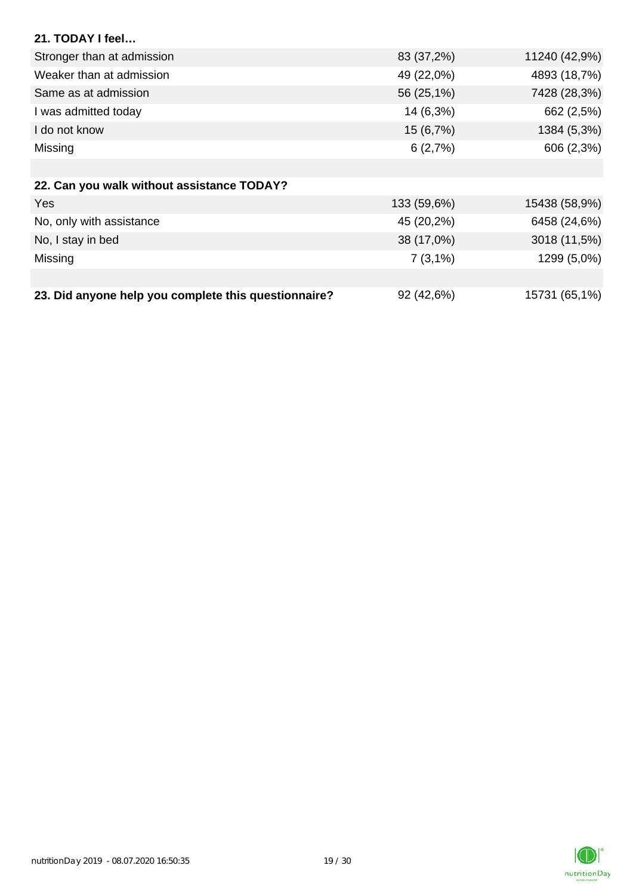**21. TODAY I feel…**

| | | |
|---|---|---|
| Stronger than at admission | 83 (37,2%) | 11240 (42,9%) |
| Weaker than at admission | 49 (22,0%) | 4893 (18,7%) |
| Same as at admission | 56 (25,1%) | 7428 (28,3%) |
| I was admitted today | 14 (6,3%) | 662 (2,5%) |
| I do not know | 15 (6,7%) | 1384 (5,3%) |
| Missing | 6 (2,7%) | 606 (2,3%) |

**22. Can you walk without assistance TODAY?**

| | | |
|---|---|---|
| Yes | 133 (59,6%) | 15438 (58,9%) |
| No, only with assistance | 45 (20,2%) | 6458 (24,6%) |
| No, I stay in bed | 38 (17,0%) | 3018 (11,5%) |
| Missing | 7 (3,1%) | 1299 (5,0%) |

| | | |
|---|---|---|
| **23. Did anyone help you complete this questionnaire?** | 92 (42,6%) | 15731 (65,1%) |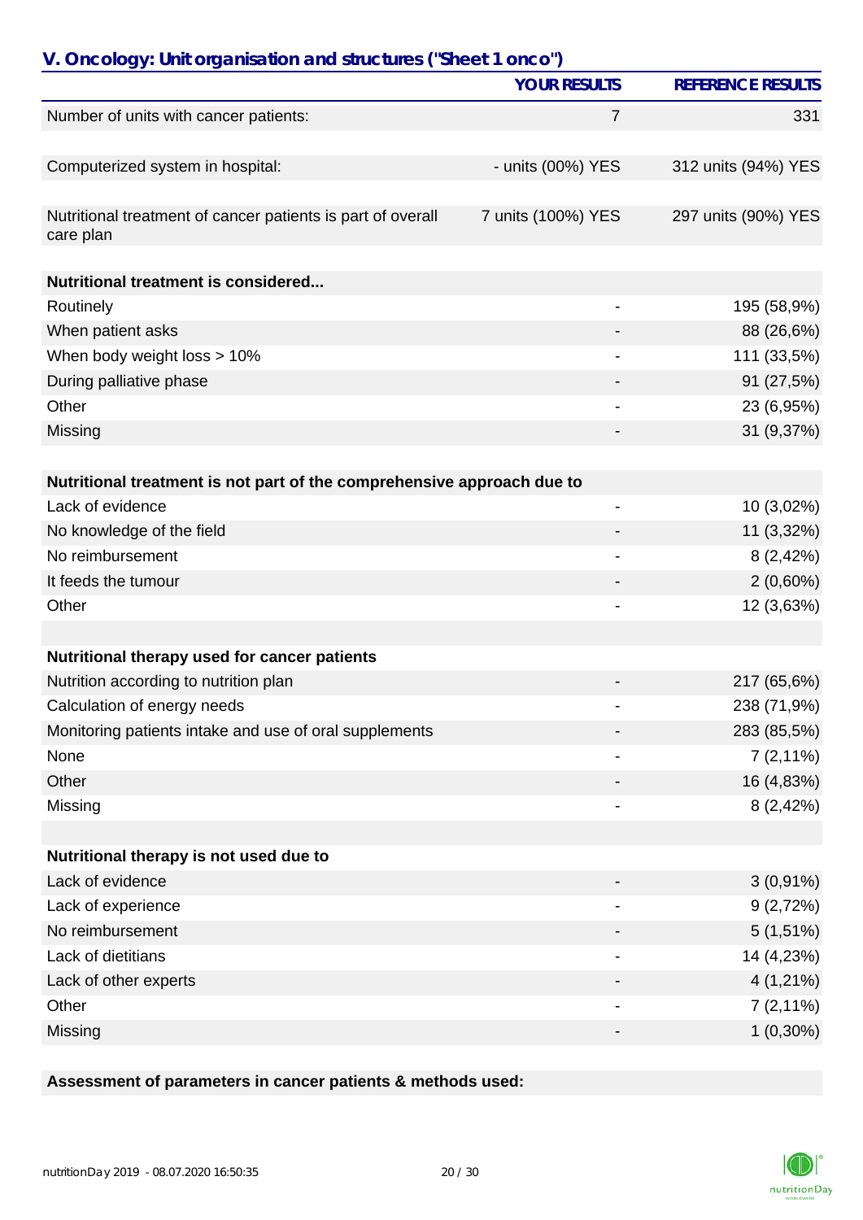## V. Oncology: Unit organisation and structures ("Sheet 1 onco")

| | YOUR RESULTS | REFERENCE RESULTS |
|---|---|---|
| Number of units with cancer patients: | 7 | 331 |
| | | |
| Computerized system in hospital: | - units (00%) YES | 312 units (94%) YES |
| | | |
| Nutritional treatment of cancer patients is part of overall care plan | 7 units (100%) YES | 297 units (90%) YES |
| | | |
| **Nutritional treatment is considered...** | | |
| Routinely | - | 195 (58,9%) |
| When patient asks | - | 88 (26,6%) |
| When body weight loss > 10% | - | 111 (33,5%) |
| During palliative phase | - | 91 (27,5%) |
| Other | - | 23 (6,95%) |
| Missing | - | 31 (9,37%) |
| | | |
| **Nutritional treatment is not part of the comprehensive approach due to** | | |
| Lack of evidence | - | 10 (3,02%) |
| No knowledge of the field | - | 11 (3,32%) |
| No reimbursement | - | 8 (2,42%) |
| It feeds the tumour | - | 2 (0,60%) |
| Other | - | 12 (3,63%) |
| | | |
| **Nutritional therapy used for cancer patients** | | |
| Nutrition according to nutrition plan | - | 217 (65,6%) |
| Calculation of energy needs | - | 238 (71,9%) |
| Monitoring patients intake and use of oral supplements | - | 283 (85,5%) |
| None | - | 7 (2,11%) |
| Other | - | 16 (4,83%) |
| Missing | - | 8 (2,42%) |
| | | |
| **Nutritional therapy is not used due to** | | |
| Lack of evidence | - | 3 (0,91%) |
| Lack of experience | - | 9 (2,72%) |
| No reimbursement | - | 5 (1,51%) |
| Lack of dietitians | - | 14 (4,23%) |
| Lack of other experts | - | 4 (1,21%) |
| Other | - | 7 (2,11%) |
| Missing | - | 1 (0,30%) |

**Assessment of parameters in cancer patients & methods used:**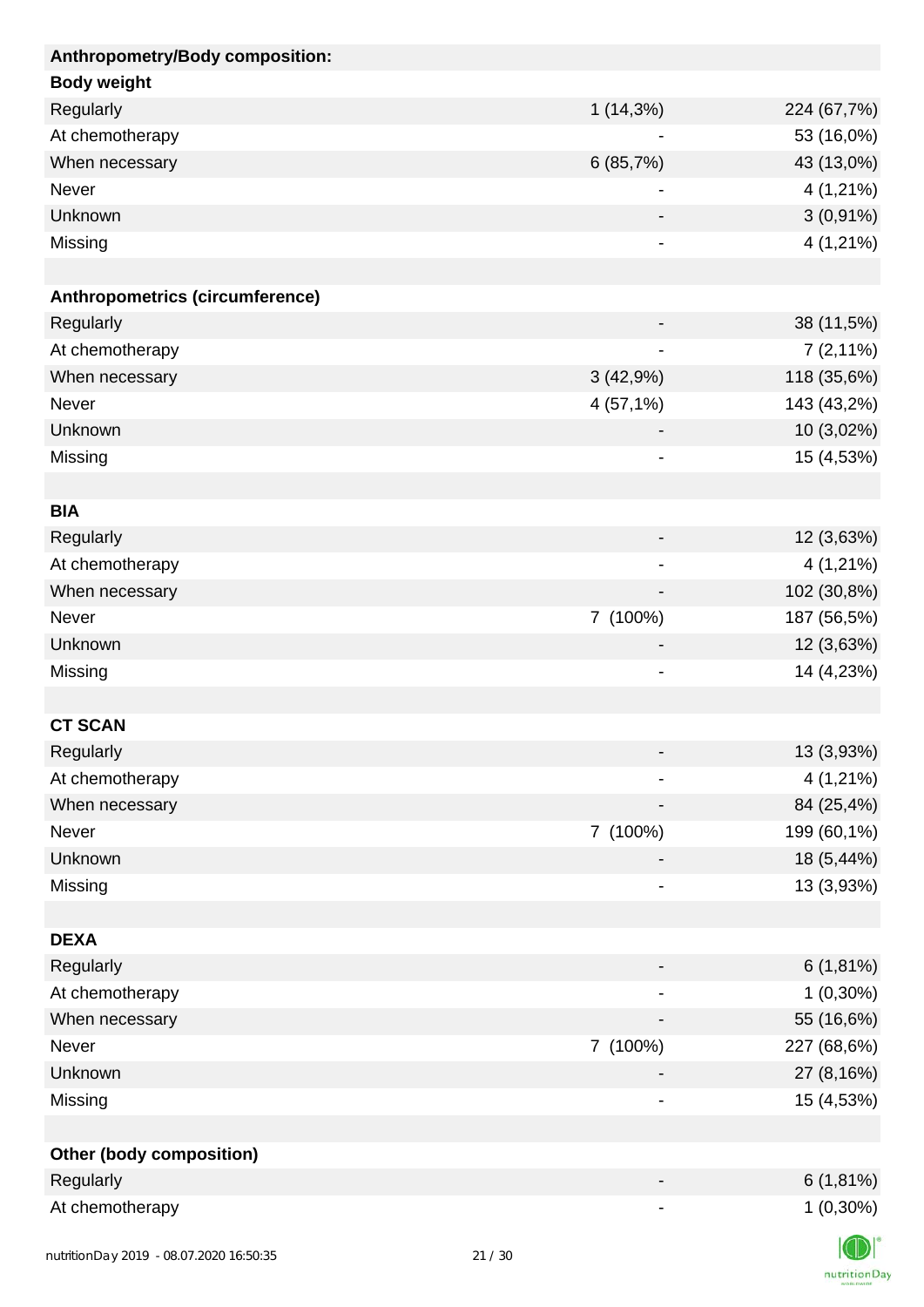| Anthropometry/Body composition: | | |
|---|---|---|
| **Body weight** | | |
| Regularly | 1 (14,3%) | 224 (67,7%) |
| At chemotherapy | - | 53 (16,0%) |
| When necessary | 6 (85,7%) | 43 (13,0%) |
| Never | - | 4 (1,21%) |
| Unknown | - | 3 (0,91%) |
| Missing | - | 4 (1,21%) |
| | | |
| **Anthropometrics (circumference)** | | |
| Regularly | - | 38 (11,5%) |
| At chemotherapy | - | 7 (2,11%) |
| When necessary | 3 (42,9%) | 118 (35,6%) |
| Never | 4 (57,1%) | 143 (43,2%) |
| Unknown | - | 10 (3,02%) |
| Missing | - | 15 (4,53%) |
| | | |
| **BIA** | | |
| Regularly | - | 12 (3,63%) |
| At chemotherapy | - | 4 (1,21%) |
| When necessary | - | 102 (30,8%) |
| Never | 7 (100%) | 187 (56,5%) |
| Unknown | - | 12 (3,63%) |
| Missing | - | 14 (4,23%) |
| | | |
| **CT SCAN** | | |
| Regularly | - | 13 (3,93%) |
| At chemotherapy | - | 4 (1,21%) |
| When necessary | - | 84 (25,4%) |
| Never | 7 (100%) | 199 (60,1%) |
| Unknown | - | 18 (5,44%) |
| Missing | - | 13 (3,93%) |
| | | |
| **DEXA** | | |
| Regularly | - | 6 (1,81%) |
| At chemotherapy | - | 1 (0,30%) |
| When necessary | - | 55 (16,6%) |
| Never | 7 (100%) | 227 (68,6%) |
| Unknown | - | 27 (8,16%) |
| Missing | - | 15 (4,53%) |
| | | |
| **Other (body composition)** | | |
| Regularly | - | 6 (1,81%) |
| At chemotherapy | - | 1 (0,30%) |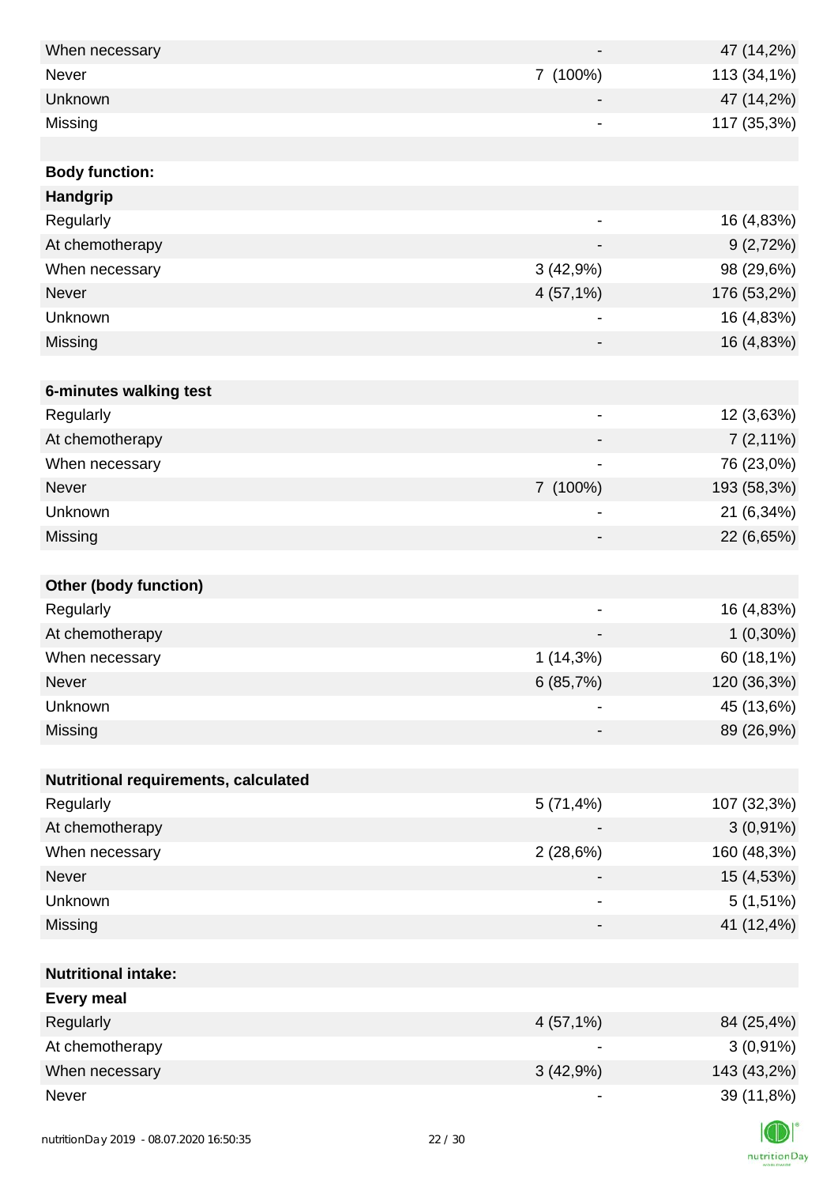| | | |
|---|---|---|
| When necessary | - | 47 (14,2%) |
| Never | 7 (100%) | 113 (34,1%) |
| Unknown | - | 47 (14,2%) |
| Missing | - | 117 (35,3%) |
| | | |
| **Body function:** | | |
| **Handgrip** | | |
| Regularly | - | 16 (4,83%) |
| At chemotherapy | - | 9 (2,72%) |
| When necessary | 3 (42,9%) | 98 (29,6%) |
| Never | 4 (57,1%) | 176 (53,2%) |
| Unknown | - | 16 (4,83%) |
| Missing | - | 16 (4,83%) |
| | | |
| **6-minutes walking test** | | |
| Regularly | - | 12 (3,63%) |
| At chemotherapy | - | 7 (2,11%) |
| When necessary | - | 76 (23,0%) |
| Never | 7 (100%) | 193 (58,3%) |
| Unknown | - | 21 (6,34%) |
| Missing | - | 22 (6,65%) |
| | | |
| **Other (body function)** | | |
| Regularly | - | 16 (4,83%) |
| At chemotherapy | - | 1 (0,30%) |
| When necessary | 1 (14,3%) | 60 (18,1%) |
| Never | 6 (85,7%) | 120 (36,3%) |
| Unknown | - | 45 (13,6%) |
| Missing | - | 89 (26,9%) |
| | | |
| **Nutritional requirements, calculated** | | |
| Regularly | 5 (71,4%) | 107 (32,3%) |
| At chemotherapy | - | 3 (0,91%) |
| When necessary | 2 (28,6%) | 160 (48,3%) |
| Never | - | 15 (4,53%) |
| Unknown | - | 5 (1,51%) |
| Missing | - | 41 (12,4%) |
| | | |
| **Nutritional intake:** | | |
| **Every meal** | | |
| Regularly | 4 (57,1%) | 84 (25,4%) |
| At chemotherapy | - | 3 (0,91%) |
| When necessary | 3 (42,9%) | 143 (43,2%) |
| Never | - | 39 (11,8%) |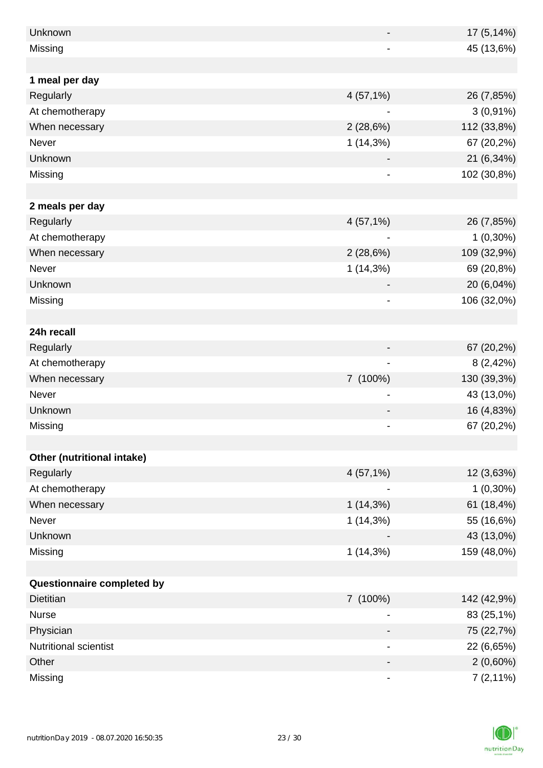| | | |
|---|---|---|
| Unknown | - | 17 (5,14%) |
| Missing | - | 45 (13,6%) |
| | | |
| **1 meal per day** | | |
| Regularly | 4 (57,1%) | 26 (7,85%) |
| At chemotherapy | - | 3 (0,91%) |
| When necessary | 2 (28,6%) | 112 (33,8%) |
| Never | 1 (14,3%) | 67 (20,2%) |
| Unknown | - | 21 (6,34%) |
| Missing | - | 102 (30,8%) |
| | | |
| **2 meals per day** | | |
| Regularly | 4 (57,1%) | 26 (7,85%) |
| At chemotherapy | - | 1 (0,30%) |
| When necessary | 2 (28,6%) | 109 (32,9%) |
| Never | 1 (14,3%) | 69 (20,8%) |
| Unknown | - | 20 (6,04%) |
| Missing | - | 106 (32,0%) |
| | | |
| **24h recall** | | |
| Regularly | - | 67 (20,2%) |
| At chemotherapy | - | 8 (2,42%) |
| When necessary | 7 (100%) | 130 (39,3%) |
| Never | - | 43 (13,0%) |
| Unknown | - | 16 (4,83%) |
| Missing | - | 67 (20,2%) |
| | | |
| **Other (nutritional intake)** | | |
| Regularly | 4 (57,1%) | 12 (3,63%) |
| At chemotherapy | - | 1 (0,30%) |
| When necessary | 1 (14,3%) | 61 (18,4%) |
| Never | 1 (14,3%) | 55 (16,6%) |
| Unknown | - | 43 (13,0%) |
| Missing | 1 (14,3%) | 159 (48,0%) |
| | | |
| **Questionnaire completed by** | | |
| Dietitian | 7 (100%) | 142 (42,9%) |
| Nurse | - | 83 (25,1%) |
| Physician | - | 75 (22,7%) |
| Nutritional scientist | - | 22 (6,65%) |
| Other | - | 2 (0,60%) |
| Missing | - | 7 (2,11%) |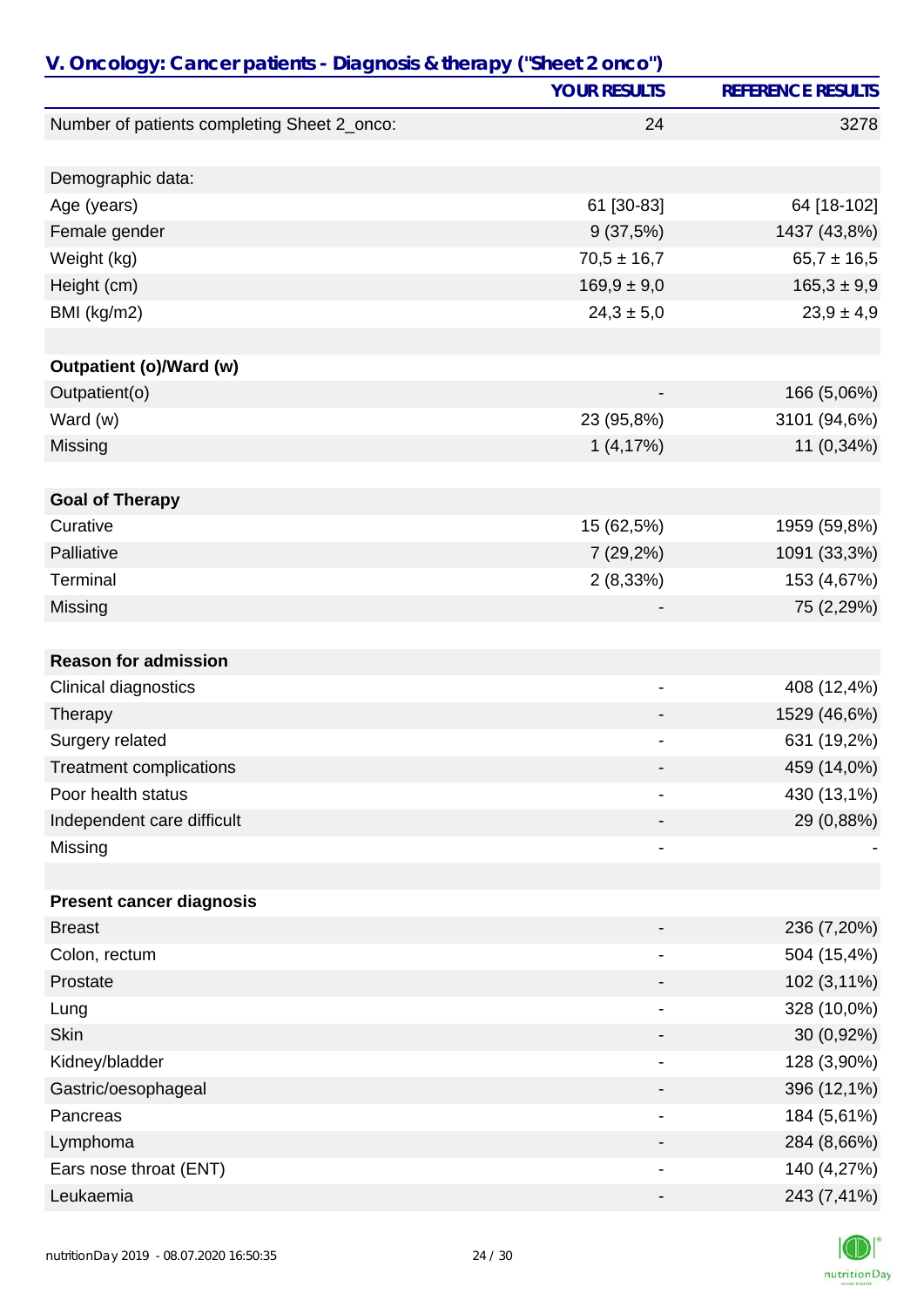## V. Oncology: Cancer patients - Diagnosis & therapy ("Sheet 2 onco")

| | YOUR RESULTS | REFERENCE RESULTS |
|---|---|---|
| Number of patients completing Sheet 2_onco: | 24 | 3278 |
| | | |
| Demographic data: | | |
| Age (years) | 61 [30-83] | 64 [18-102] |
| Female gender | 9 (37,5%) | 1437 (43,8%) |
| Weight (kg) | 70,5 ± 16,7 | 65,7 ± 16,5 |
| Height (cm) | 169,9 ± 9,0 | 165,3 ± 9,9 |
| BMI (kg/m2) | 24,3 ± 5,0 | 23,9 ± 4,9 |
| | | |
| **Outpatient (o)/Ward (w)** | | |
| Outpatient(o) | - | 166 (5,06%) |
| Ward (w) | 23 (95,8%) | 3101 (94,6%) |
| Missing | 1 (4,17%) | 11 (0,34%) |
| | | |
| **Goal of Therapy** | | |
| Curative | 15 (62,5%) | 1959 (59,8%) |
| Palliative | 7 (29,2%) | 1091 (33,3%) |
| Terminal | 2 (8,33%) | 153 (4,67%) |
| Missing | - | 75 (2,29%) |
| | | |
| **Reason for admission** | | |
| Clinical diagnostics | - | 408 (12,4%) |
| Therapy | - | 1529 (46,6%) |
| Surgery related | - | 631 (19,2%) |
| Treatment complications | - | 459 (14,0%) |
| Poor health status | - | 430 (13,1%) |
| Independent care difficult | - | 29 (0,88%) |
| Missing | - | - |
| | | |
| **Present cancer diagnosis** | | |
| Breast | - | 236 (7,20%) |
| Colon, rectum | - | 504 (15,4%) |
| Prostate | - | 102 (3,11%) |
| Lung | - | 328 (10,0%) |
| Skin | - | 30 (0,92%) |
| Kidney/bladder | - | 128 (3,90%) |
| Gastric/oesophageal | - | 396 (12,1%) |
| Pancreas | - | 184 (5,61%) |
| Lymphoma | - | 284 (8,66%) |
| Ears nose throat (ENT) | - | 140 (4,27%) |
| Leukaemia | - | 243 (7,41%) |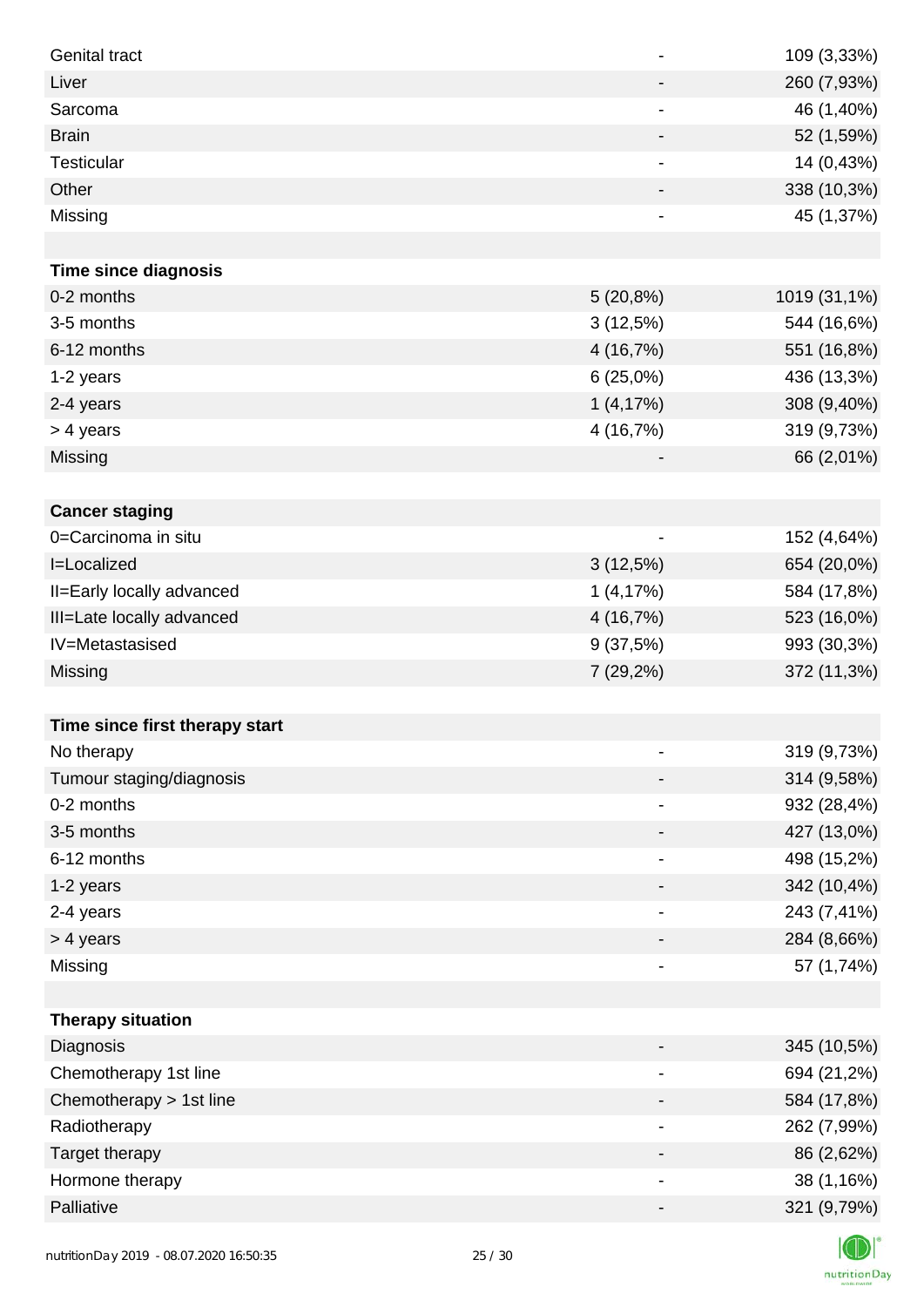| | | |
|---|---|---|
| Genital tract | - | 109 (3,33%) |
| Liver | - | 260 (7,93%) |
| Sarcoma | - | 46 (1,40%) |
| Brain | - | 52 (1,59%) |
| Testicular | - | 14 (0,43%) |
| Other | - | 338 (10,3%) |
| Missing | - | 45 (1,37%) |
| | | |
| **Time since diagnosis** | | |
| 0-2 months | 5 (20,8%) | 1019 (31,1%) |
| 3-5 months | 3 (12,5%) | 544 (16,6%) |
| 6-12 months | 4 (16,7%) | 551 (16,8%) |
| 1-2 years | 6 (25,0%) | 436 (13,3%) |
| 2-4 years | 1 (4,17%) | 308 (9,40%) |
| > 4 years | 4 (16,7%) | 319 (9,73%) |
| Missing | - | 66 (2,01%) |
| | | |
| **Cancer staging** | | |
| 0=Carcinoma in situ | - | 152 (4,64%) |
| I=Localized | 3 (12,5%) | 654 (20,0%) |
| II=Early locally advanced | 1 (4,17%) | 584 (17,8%) |
| III=Late locally advanced | 4 (16,7%) | 523 (16,0%) |
| IV=Metastasised | 9 (37,5%) | 993 (30,3%) |
| Missing | 7 (29,2%) | 372 (11,3%) |
| | | |
| **Time since first therapy start** | | |
| No therapy | - | 319 (9,73%) |
| Tumour staging/diagnosis | - | 314 (9,58%) |
| 0-2 months | - | 932 (28,4%) |
| 3-5 months | - | 427 (13,0%) |
| 6-12 months | - | 498 (15,2%) |
| 1-2 years | - | 342 (10,4%) |
| 2-4 years | - | 243 (7,41%) |
| > 4 years | - | 284 (8,66%) |
| Missing | - | 57 (1,74%) |
| | | |
| **Therapy situation** | | |
| Diagnosis | - | 345 (10,5%) |
| Chemotherapy 1st line | - | 694 (21,2%) |
| Chemotherapy > 1st line | - | 584 (17,8%) |
| Radiotherapy | - | 262 (7,99%) |
| Target therapy | - | 86 (2,62%) |
| Hormone therapy | - | 38 (1,16%) |
| Palliative | - | 321 (9,79%) |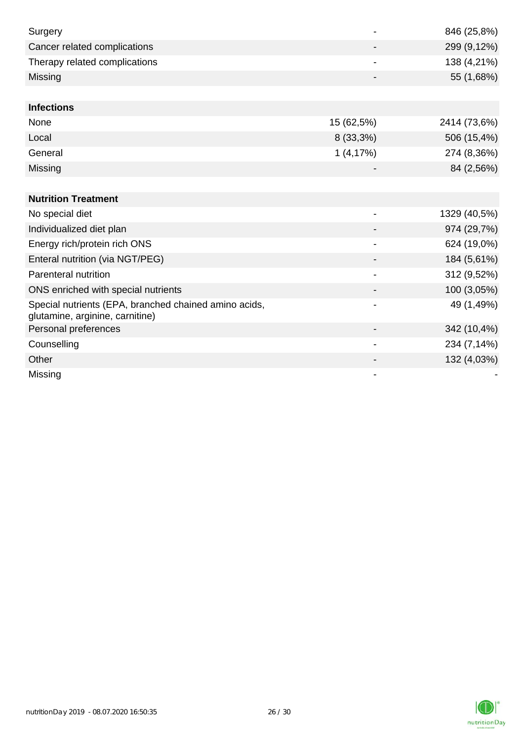| | | |
|---|---|---|
| Surgery | - | 846 (25,8%) |
| Cancer related complications | - | 299 (9,12%) |
| Therapy related complications | - | 138 (4,21%) |
| Missing | - | 55 (1,68%) |

| **Infections** | | |
|---|---|---|
| None | 15 (62,5%) | 2414 (73,6%) |
| Local | 8 (33,3%) | 506 (15,4%) |
| General | 1 (4,17%) | 274 (8,36%) |
| Missing | - | 84 (2,56%) |

| **Nutrition Treatment** | | |
|---|---|---|
| No special diet | - | 1329 (40,5%) |
| Individualized diet plan | - | 974 (29,7%) |
| Energy rich/protein rich ONS | - | 624 (19,0%) |
| Enteral nutrition (via NGT/PEG) | - | 184 (5,61%) |
| Parenteral nutrition | - | 312 (9,52%) |
| ONS enriched with special nutrients | - | 100 (3,05%) |
| Special nutrients (EPA, branched chained amino acids, glutamine, arginine, carnitine) | - | 49 (1,49%) |
| Personal preferences | - | 342 (10,4%) |
| Counselling | - | 234 (7,14%) |
| Other | - | 132 (4,03%) |
| Missing | - | - |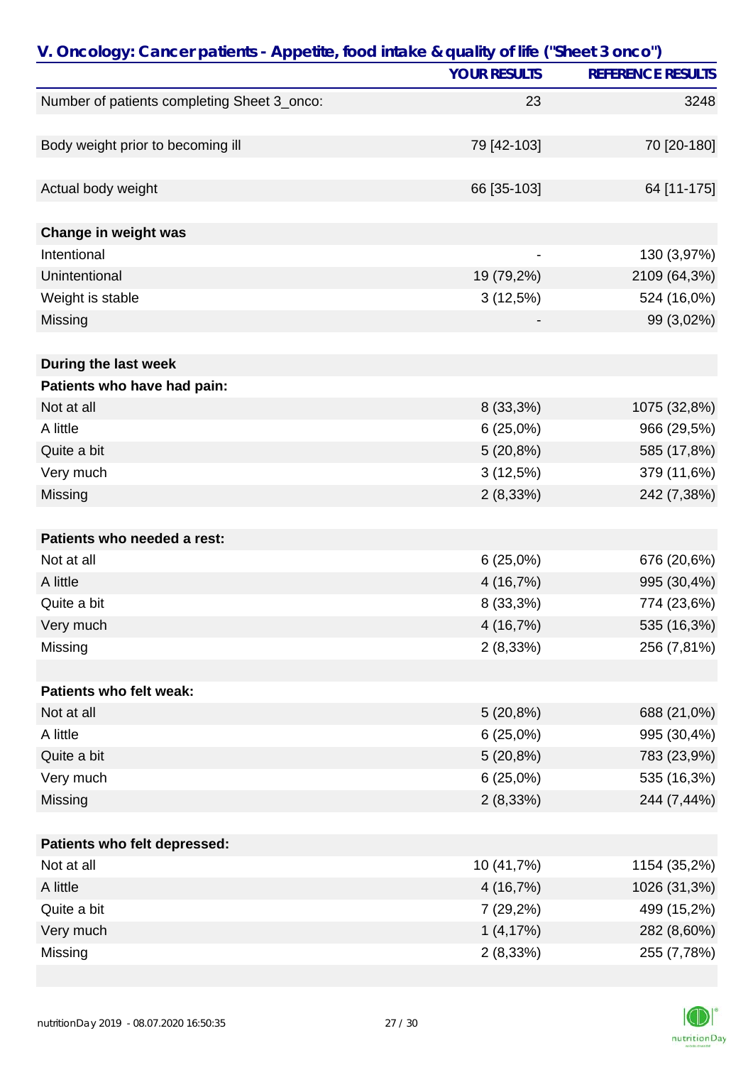## V. Oncology: Cancer patients - Appetite, food intake & quality of life ("Sheet 3 onco")

| | YOUR RESULTS | REFERENCE RESULTS |
|---|---|---|
| Number of patients completing Sheet 3_onco: | 23 | 3248 |
| | | |
| Body weight prior to becoming ill | 79 [42-103] | 70 [20-180] |
| | | |
| Actual body weight | 66 [35-103] | 64 [11-175] |
| | | |
| **Change in weight was** | | |
| Intentional | - | 130 (3,97%) |
| Unintentional | 19 (79,2%) | 2109 (64,3%) |
| Weight is stable | 3 (12,5%) | 524 (16,0%) |
| Missing | - | 99 (3,02%) |
| | | |
| **During the last week** | | |
| **Patients who have had pain:** | | |
| Not at all | 8 (33,3%) | 1075 (32,8%) |
| A little | 6 (25,0%) | 966 (29,5%) |
| Quite a bit | 5 (20,8%) | 585 (17,8%) |
| Very much | 3 (12,5%) | 379 (11,6%) |
| Missing | 2 (8,33%) | 242 (7,38%) |
| | | |
| **Patients who needed a rest:** | | |
| Not at all | 6 (25,0%) | 676 (20,6%) |
| A little | 4 (16,7%) | 995 (30,4%) |
| Quite a bit | 8 (33,3%) | 774 (23,6%) |
| Very much | 4 (16,7%) | 535 (16,3%) |
| Missing | 2 (8,33%) | 256 (7,81%) |
| | | |
| **Patients who felt weak:** | | |
| Not at all | 5 (20,8%) | 688 (21,0%) |
| A little | 6 (25,0%) | 995 (30,4%) |
| Quite a bit | 5 (20,8%) | 783 (23,9%) |
| Very much | 6 (25,0%) | 535 (16,3%) |
| Missing | 2 (8,33%) | 244 (7,44%) |
| | | |
| **Patients who felt depressed:** | | |
| Not at all | 10 (41,7%) | 1154 (35,2%) |
| A little | 4 (16,7%) | 1026 (31,3%) |
| Quite a bit | 7 (29,2%) | 499 (15,2%) |
| Very much | 1 (4,17%) | 282 (8,60%) |
| Missing | 2 (8,33%) | 255 (7,78%) |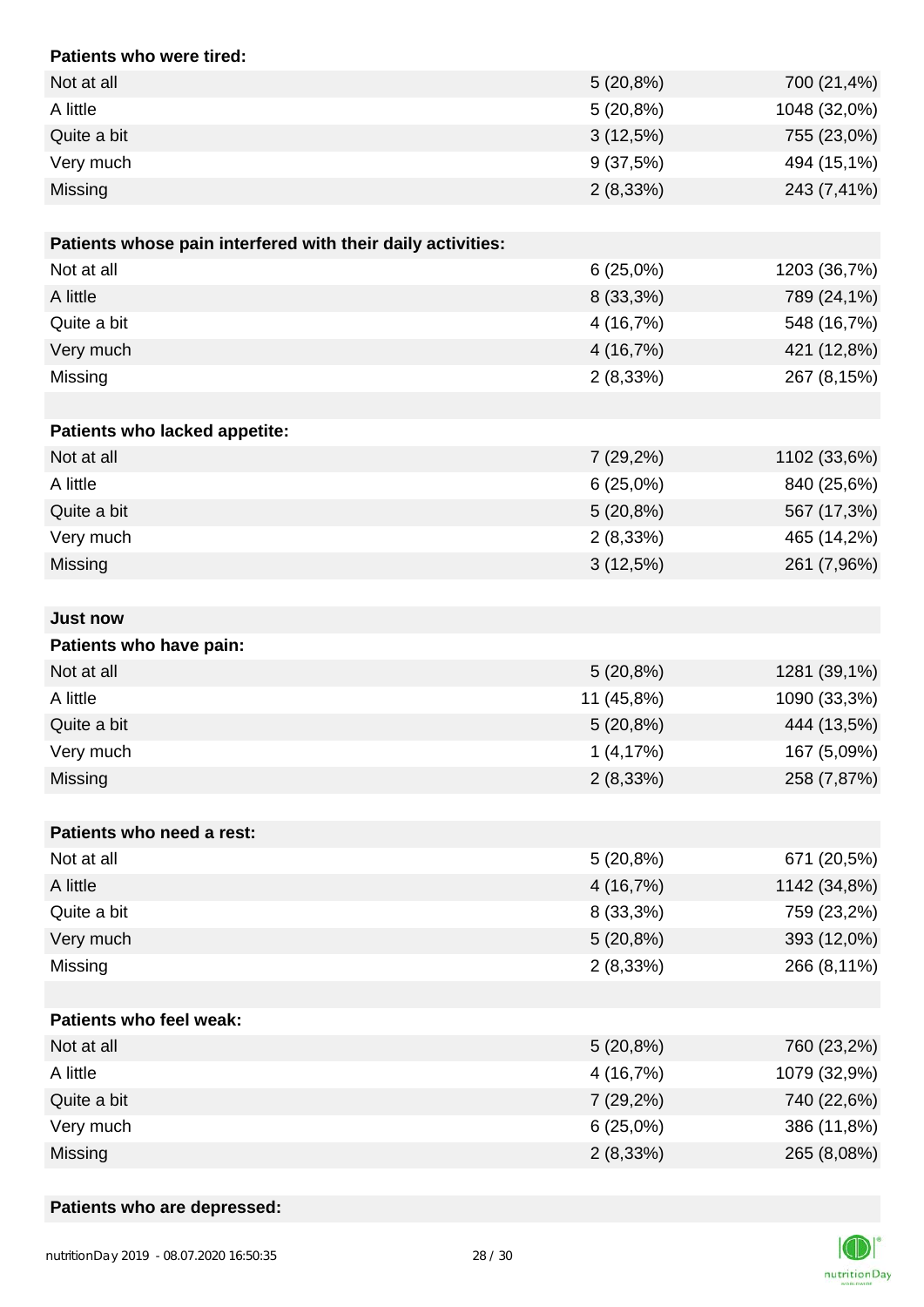| Patients who were tired: | | |
|---|---|---|
| Not at all | 5 (20,8%) | 700 (21,4%) |
| A little | 5 (20,8%) | 1048 (32,0%) |
| Quite a bit | 3 (12,5%) | 755 (23,0%) |
| Very much | 9 (37,5%) | 494 (15,1%) |
| Missing | 2 (8,33%) | 243 (7,41%) |

| Patients whose pain interfered with their daily activities: | | |
|---|---|---|
| Not at all | 6 (25,0%) | 1203 (36,7%) |
| A little | 8 (33,3%) | 789 (24,1%) |
| Quite a bit | 4 (16,7%) | 548 (16,7%) |
| Very much | 4 (16,7%) | 421 (12,8%) |
| Missing | 2 (8,33%) | 267 (8,15%) |

| Patients who lacked appetite: | | |
|---|---|---|
| Not at all | 7 (29,2%) | 1102 (33,6%) |
| A little | 6 (25,0%) | 840 (25,6%) |
| Quite a bit | 5 (20,8%) | 567 (17,3%) |
| Very much | 2 (8,33%) | 465 (14,2%) |
| Missing | 3 (12,5%) | 261 (7,96%) |

**Just now**

| Patients who have pain: | | |
|---|---|---|
| Not at all | 5 (20,8%) | 1281 (39,1%) |
| A little | 11 (45,8%) | 1090 (33,3%) |
| Quite a bit | 5 (20,8%) | 444 (13,5%) |
| Very much | 1 (4,17%) | 167 (5,09%) |
| Missing | 2 (8,33%) | 258 (7,87%) |

| Patients who need a rest: | | |
|---|---|---|
| Not at all | 5 (20,8%) | 671 (20,5%) |
| A little | 4 (16,7%) | 1142 (34,8%) |
| Quite a bit | 8 (33,3%) | 759 (23,2%) |
| Very much | 5 (20,8%) | 393 (12,0%) |
| Missing | 2 (8,33%) | 266 (8,11%) |

| Patients who feel weak: | | |
|---|---|---|
| Not at all | 5 (20,8%) | 760 (23,2%) |
| A little | 4 (16,7%) | 1079 (32,9%) |
| Quite a bit | 7 (29,2%) | 740 (22,6%) |
| Very much | 6 (25,0%) | 386 (11,8%) |
| Missing | 2 (8,33%) | 265 (8,08%) |

**Patients who are depressed:**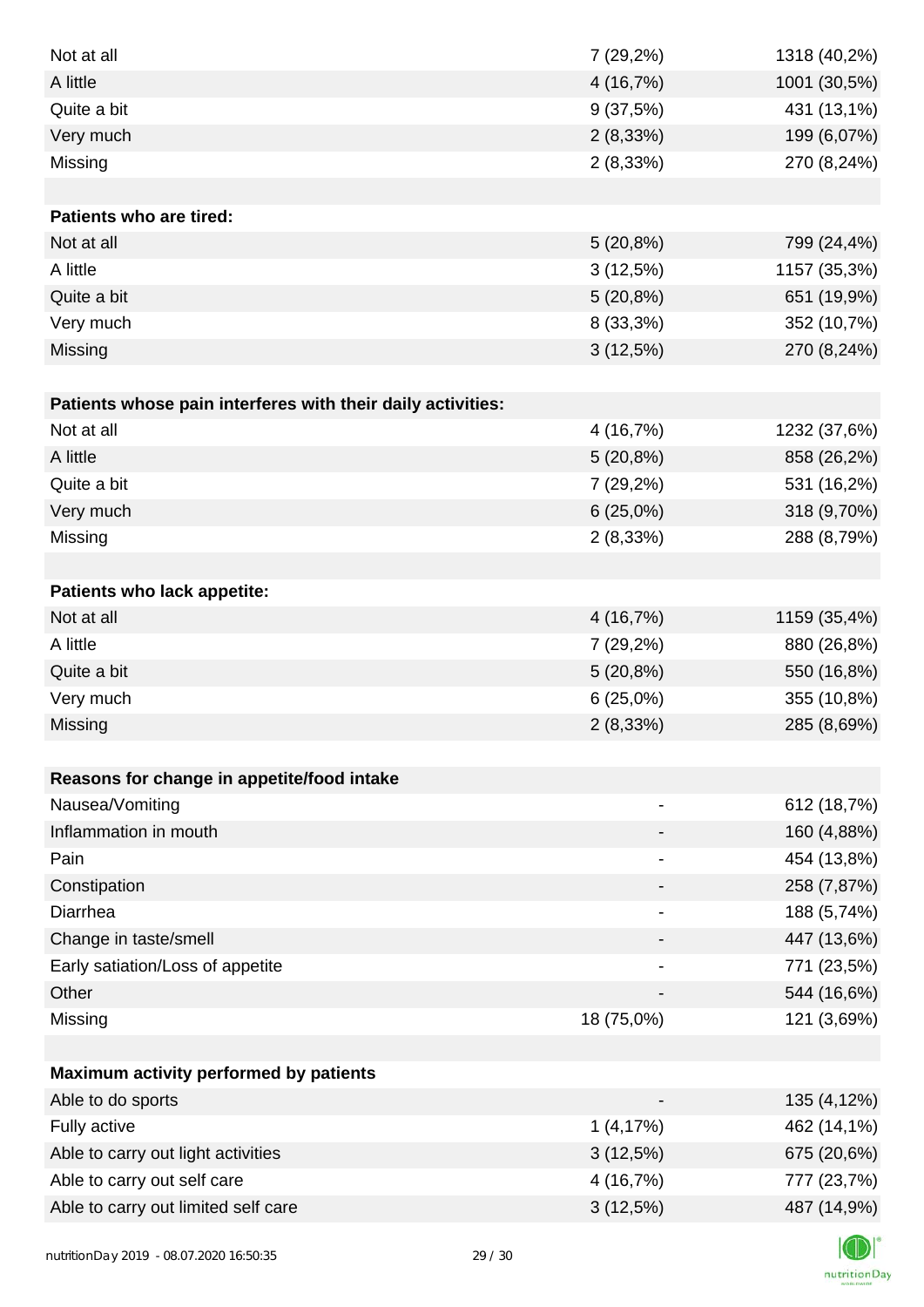| | | |
|---|---|---|
| Not at all | 7 (29,2%) | 1318 (40,2%) |
| A little | 4 (16,7%) | 1001 (30,5%) |
| Quite a bit | 9 (37,5%) | 431 (13,1%) |
| Very much | 2 (8,33%) | 199 (6,07%) |
| Missing | 2 (8,33%) | 270 (8,24%) |
| | | |
| **Patients who are tired:** | | |
| Not at all | 5 (20,8%) | 799 (24,4%) |
| A little | 3 (12,5%) | 1157 (35,3%) |
| Quite a bit | 5 (20,8%) | 651 (19,9%) |
| Very much | 8 (33,3%) | 352 (10,7%) |
| Missing | 3 (12,5%) | 270 (8,24%) |
| | | |
| **Patients whose pain interferes with their daily activities:** | | |
| Not at all | 4 (16,7%) | 1232 (37,6%) |
| A little | 5 (20,8%) | 858 (26,2%) |
| Quite a bit | 7 (29,2%) | 531 (16,2%) |
| Very much | 6 (25,0%) | 318 (9,70%) |
| Missing | 2 (8,33%) | 288 (8,79%) |
| | | |
| **Patients who lack appetite:** | | |
| Not at all | 4 (16,7%) | 1159 (35,4%) |
| A little | 7 (29,2%) | 880 (26,8%) |
| Quite a bit | 5 (20,8%) | 550 (16,8%) |
| Very much | 6 (25,0%) | 355 (10,8%) |
| Missing | 2 (8,33%) | 285 (8,69%) |
| | | |
| **Reasons for change in appetite/food intake** | | |
| Nausea/Vomiting | - | 612 (18,7%) |
| Inflammation in mouth | - | 160 (4,88%) |
| Pain | - | 454 (13,8%) |
| Constipation | - | 258 (7,87%) |
| Diarrhea | - | 188 (5,74%) |
| Change in taste/smell | - | 447 (13,6%) |
| Early satiation/Loss of appetite | - | 771 (23,5%) |
| Other | - | 544 (16,6%) |
| Missing | 18 (75,0%) | 121 (3,69%) |
| | | |
| **Maximum activity performed by patients** | | |
| Able to do sports | - | 135 (4,12%) |
| Fully active | 1 (4,17%) | 462 (14,1%) |
| Able to carry out light activities | 3 (12,5%) | 675 (20,6%) |
| Able to carry out self care | 4 (16,7%) | 777 (23,7%) |
| Able to carry out limited self care | 3 (12,5%) | 487 (14,9%) |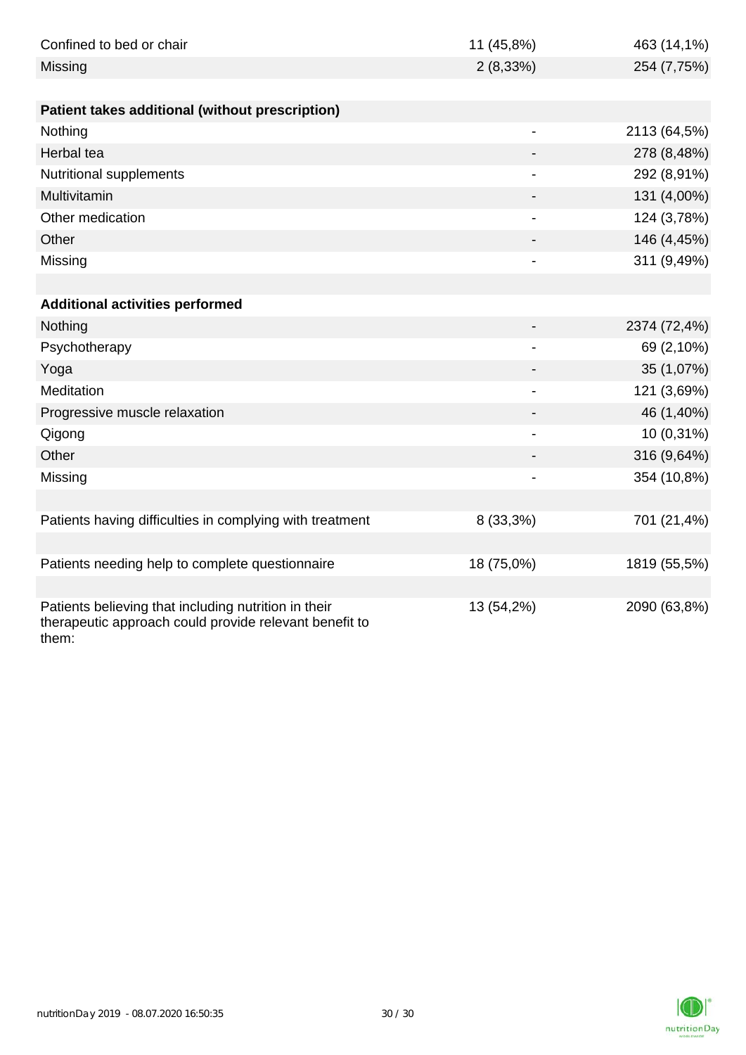| | | |
|---|---|---|
| Confined to bed or chair | 11 (45,8%) | 463 (14,1%) |
| Missing | 2 (8,33%) | 254 (7,75%) |
| | | |
| **Patient takes additional (without prescription)** | | |
| Nothing | - | 2113 (64,5%) |
| Herbal tea | - | 278 (8,48%) |
| Nutritional supplements | - | 292 (8,91%) |
| Multivitamin | - | 131 (4,00%) |
| Other medication | - | 124 (3,78%) |
| Other | - | 146 (4,45%) |
| Missing | - | 311 (9,49%) |
| | | |
| **Additional activities performed** | | |
| Nothing | - | 2374 (72,4%) |
| Psychotherapy | - | 69 (2,10%) |
| Yoga | - | 35 (1,07%) |
| Meditation | - | 121 (3,69%) |
| Progressive muscle relaxation | - | 46 (1,40%) |
| Qigong | - | 10 (0,31%) |
| Other | - | 316 (9,64%) |
| Missing | - | 354 (10,8%) |
| | | |
| Patients having difficulties in complying with treatment | 8 (33,3%) | 701 (21,4%) |
| | | |
| Patients needing help to complete questionnaire | 18 (75,0%) | 1819 (55,5%) |
| | | |
| Patients believing that including nutrition in their therapeutic approach could provide relevant benefit to them: | 13 (54,2%) | 2090 (63,8%) |